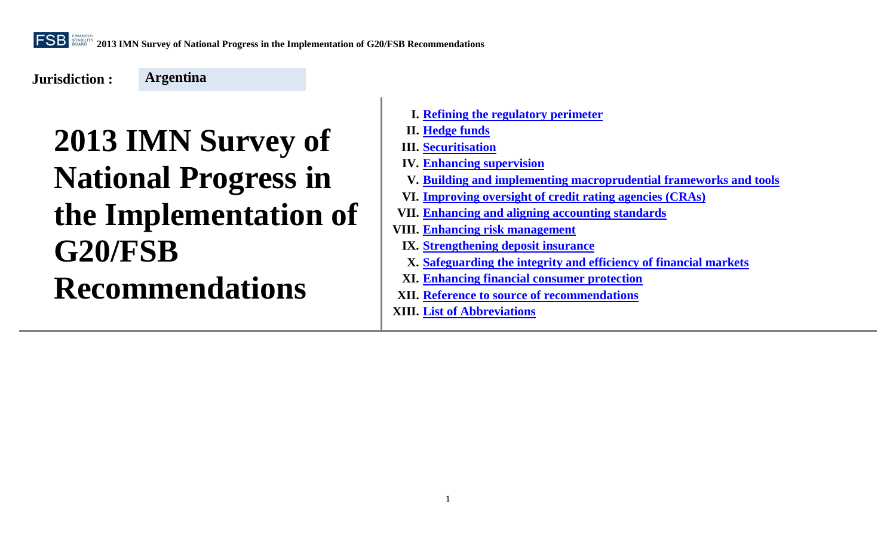**Jurisdiction :** **Argentina**

# 2013 IMN Survey of National Progress in the Implementation of G20/FSB Recommendations

- I. Refining the regulatory perimeter
- II. Hedge funds
- III. Securitisation
- IV. Enhancing supervision
- V. Building and implementing macroprudential frameworks and tools
- VI. Improving oversight of credit rating agencies (CRAs)
- VII. Enhancing and aligning accounting standards
- VIII. Enhancing risk management
- IX. Strengthening deposit insurance
- X. Safeguarding the integrity and efficiency of financial markets
- XI. Enhancing financial consumer protection
- XII. Reference to source of recommendations
- XIII. List of Abbreviations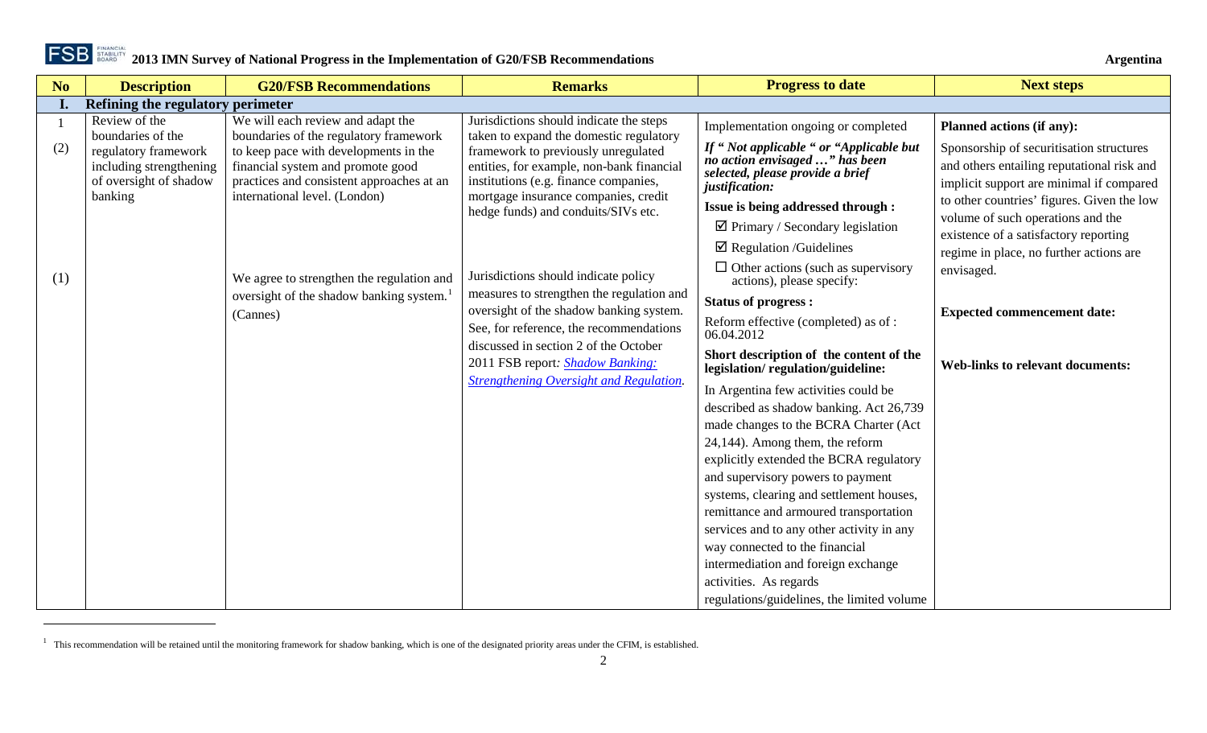| No | Description | G20/FSB Recommendations | Remarks | Progress to date | Next steps |
|---|---|---|---|---|---|
| **I.** | **Refining the regulatory perimeter** | | | | |
| 1<br><br>(2)<br><br><br><br><br><br>(1) | Review of the boundaries of the regulatory framework including strengthening of oversight of shadow banking | We will each review and adapt the boundaries of the regulatory framework to keep pace with developments in the financial system and promote good practices and consistent approaches at an international level. (London)<br><br>We agree to strengthen the regulation and oversight of the shadow banking system.[1] (Cannes) | Jurisdictions should indicate the steps taken to expand the domestic regulatory framework to previously unregulated entities, for example, non-bank financial institutions (e.g. finance companies, mortgage insurance companies, credit hedge funds) and conduits/SIVs etc.<br><br>Jurisdictions should indicate policy measures to strengthen the regulation and oversight of the shadow banking system. See, for reference, the recommendations discussed in section 2 of the October 2011 FSB report: [Shadow Banking: Strengthening Oversight and Regulation](). | Implementation ongoing or completed<br><br>***If " Not applicable " or "Applicable but no action envisaged …" has been selected, please provide a brief justification:***<br><br>**Issue is being addressed through :**<br><br>☑ Primary / Secondary legislation<br><br>☑ Regulation /Guidelines<br><br>☐ Other actions (such as supervisory actions), please specify:<br><br>**Status of progress :**<br><br>Reform effective (completed) as of : 06.04.2012<br><br>**Short description of the content of the legislation/ regulation/guideline:**<br><br>In Argentina few activities could be described as shadow banking. Act 26,739 made changes to the BCRA Charter (Act 24,144). Among them, the reform explicitly extended the BCRA regulatory and supervisory powers to payment systems, clearing and settlement houses, remittance and armoured transportation services and to any other activity in any way connected to the financial intermediation and foreign exchange activities. As regards regulations/guidelines, the limited volume | **Planned actions (if any):**<br><br>Sponsorship of securitisation structures and others entailing reputational risk and implicit support are minimal if compared to other countries' figures. Given the low volume of such operations and the existence of a satisfactory reporting regime in place, no further actions are envisaged.<br><br>**Expected commencement date:**<br><br>**Web-links to relevant documents:** |

[1] This recommendation will be retained until the monitoring framework for shadow banking, which is one of the designated priority areas under the CFIM, is established.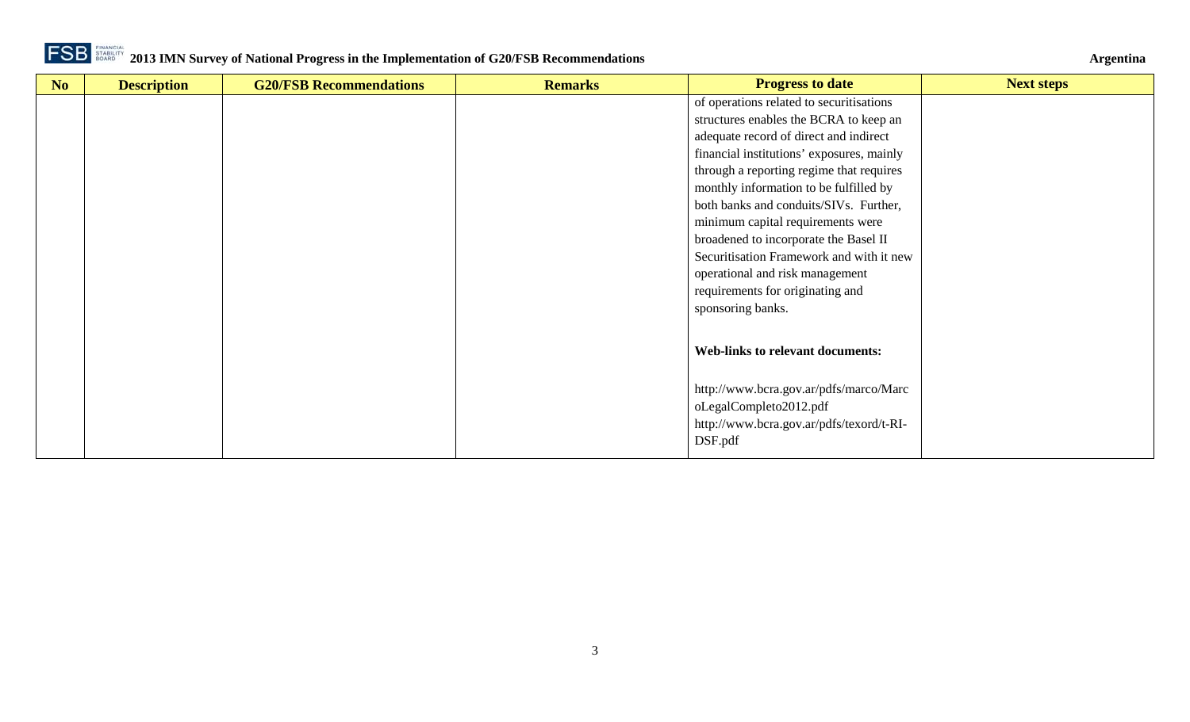| No | Description | G20/FSB Recommendations | Remarks | Progress to date | Next steps |
|---|---|---|---|---|---|
| | | | | of operations related to securitisations structures enables the BCRA to keep an adequate record of direct and indirect financial institutions' exposures, mainly through a reporting regime that requires monthly information to be fulfilled by both banks and conduits/SIVs. Further, minimum capital requirements were broadened to incorporate the Basel II Securitisation Framework and with it new operational and risk management requirements for originating and sponsoring banks.<br><br>**Web-links to relevant documents:**<br><br>http://www.bcra.gov.ar/pdfs/marco/MarcoLegalCompleto2012.pdf<br>http://www.bcra.gov.ar/pdfs/texord/t-RI-DSF.pdf | |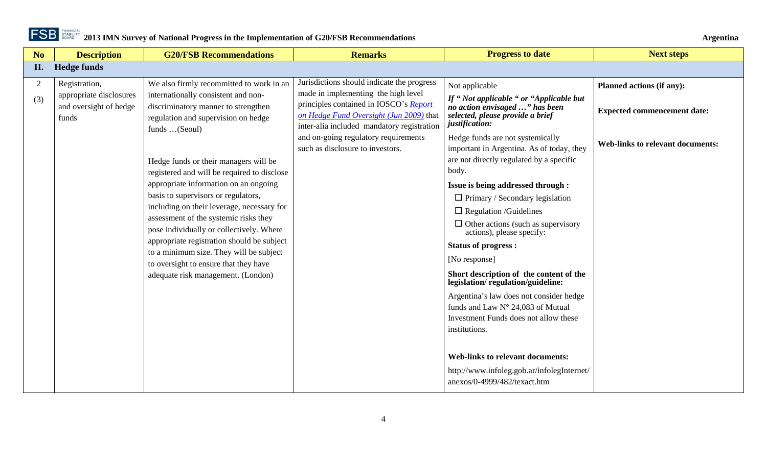| No | Description | G20/FSB Recommendations | Remarks | Progress to date | Next steps |
|---|---|---|---|---|---|
| **II.** | **Hedge funds** | | | | |
| 2 (3) | Registration, appropriate disclosures and oversight of hedge funds | We also firmly recommitted to work in an internationally consistent and non-discriminatory manner to strengthen regulation and supervision on hedge funds …(Seoul)<br><br>Hedge funds or their managers will be registered and will be required to disclose appropriate information on an ongoing basis to supervisors or regulators, including on their leverage, necessary for assessment of the systemic risks they pose individually or collectively. Where appropriate registration should be subject to a minimum size. They will be subject to oversight to ensure that they have adequate risk management. (London) | Jurisdictions should indicate the progress made in implementing the high level principles contained in IOSCO's [Report on Hedge Fund Oversight (Jun 2009)]() that inter-alia included mandatory registration and on-going regulatory requirements such as disclosure to investors. | Not applicable<br><br>***If " Not applicable " or "Applicable but no action envisaged …" has been selected, please provide a brief justification:***<br><br>Hedge funds are not systemically important in Argentina. As of today, they are not directly regulated by a specific body.<br><br>**Issue is being addressed through :**<br>☐ Primary / Secondary legislation<br>☐ Regulation /Guidelines<br>☐ Other actions (such as supervisory actions), please specify:<br><br>**Status of progress :**<br>[No response]<br><br>**Short description of the content of the legislation/ regulation/guideline:**<br>Argentina's law does not consider hedge funds and Law N° 24,083 of Mutual Investment Funds does not allow these institutions.<br><br>**Web-links to relevant documents:**<br>http://www.infoleg.gob.ar/infolegInternet/anexos/0-4999/482/texact.htm | **Planned actions (if any):**<br><br>**Expected commencement date:**<br><br>**Web-links to relevant documents:** |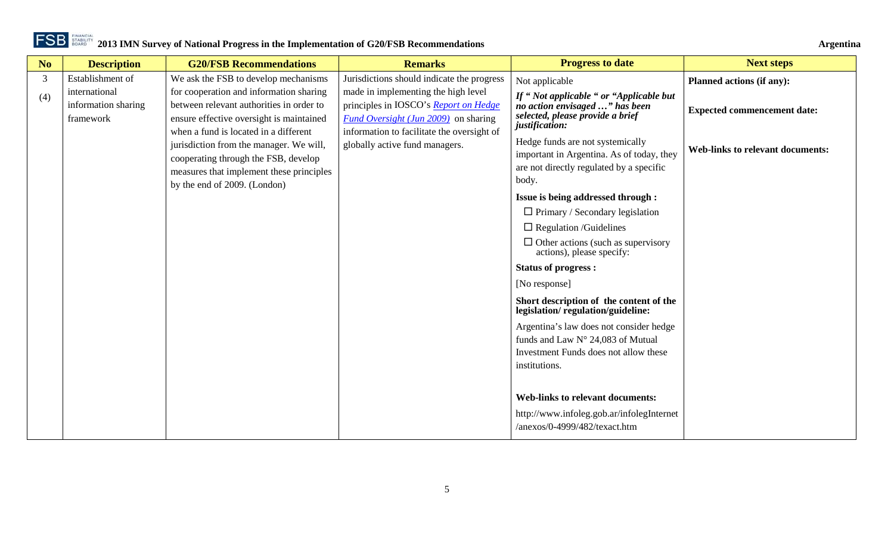| No | Description | G20/FSB Recommendations | Remarks | Progress to date | Next steps |
|---|---|---|---|---|---|
| 3<br>(4) | Establishment of international information sharing framework | We ask the FSB to develop mechanisms for cooperation and information sharing between relevant authorities in order to ensure effective oversight is maintained when a fund is located in a different jurisdiction from the manager. We will, cooperating through the FSB, develop measures that implement these principles by the end of 2009. (London) | Jurisdictions should indicate the progress made in implementing the high level principles in IOSCO's *Report on Hedge Fund Oversight (Jun 2009)* on sharing information to facilitate the oversight of globally active fund managers. | Not applicable<br>***If " Not applicable " or "Applicable but no action envisaged …" has been selected, please provide a brief justification:***<br>Hedge funds are not systemically important in Argentina. As of today, they are not directly regulated by a specific body.<br>**Issue is being addressed through :**<br>☐ Primary / Secondary legislation<br>☐ Regulation /Guidelines<br>☐ Other actions (such as supervisory actions), please specify:<br>**Status of progress :**<br>[No response]<br>**Short description of the content of the legislation/ regulation/guideline:**<br>Argentina's law does not consider hedge funds and Law N° 24,083 of Mutual Investment Funds does not allow these institutions.<br>**Web-links to relevant documents:**<br>http://www.infoleg.gob.ar/infolegInternet/anexos/0-4999/482/texact.htm | **Planned actions (if any):**<br>**Expected commencement date:**<br>**Web-links to relevant documents:** |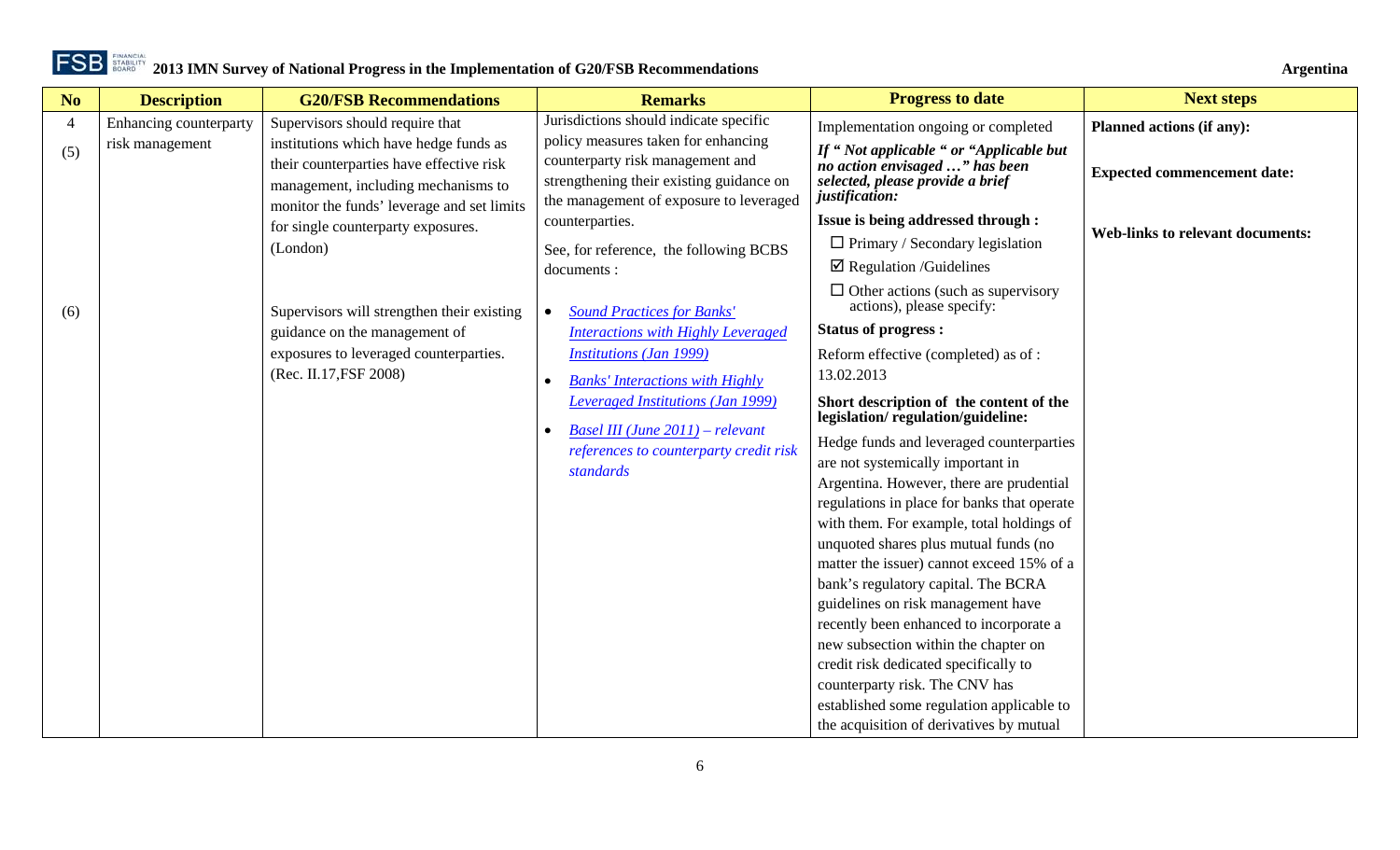| No | Description | G20/FSB Recommendations | Remarks | Progress to date | Next steps |
|---|---|---|---|---|---|
| 4<br><br>(5)<br><br><br><br><br><br><br>(6) | Enhancing counterparty risk management | Supervisors should require that institutions which have hedge funds as their counterparties have effective risk management, including mechanisms to monitor the funds' leverage and set limits for single counterparty exposures. (London)<br><br>Supervisors will strengthen their existing guidance on the management of exposures to leveraged counterparties. (Rec. II.17,FSF 2008) | Jurisdictions should indicate specific policy measures taken for enhancing counterparty risk management and strengthening their existing guidance on the management of exposure to leveraged counterparties.<br><br>See, for reference, the following BCBS documents :<br><br>• *Sound Practices for Banks' Interactions with Highly Leveraged Institutions (Jan 1999)*<br>• *Banks' Interactions with Highly Leveraged Institutions (Jan 1999)*<br>• *Basel III (June 2011) – relevant references to counterparty credit risk standards* | Implementation ongoing or completed<br><br>***If " Not applicable " or "Applicable but no action envisaged …" has been selected, please provide a brief justification:***<br><br>**Issue is being addressed through :**<br>☐ Primary / Secondary legislation<br>☑ Regulation /Guidelines<br>☐ Other actions (such as supervisory actions), please specify:<br><br>**Status of progress :**<br>Reform effective (completed) as of : 13.02.2013<br><br>**Short description of the content of the legislation/ regulation/guideline:**<br>Hedge funds and leveraged counterparties are not systemically important in Argentina. However, there are prudential regulations in place for banks that operate with them. For example, total holdings of unquoted shares plus mutual funds (no matter the issuer) cannot exceed 15% of a bank's regulatory capital. The BCRA guidelines on risk management have recently been enhanced to incorporate a new subsection within the chapter on credit risk dedicated specifically to counterparty risk. The CNV has established some regulation applicable to the acquisition of derivatives by mutual | **Planned actions (if any):**<br><br>**Expected commencement date:**<br><br>**Web-links to relevant documents:** |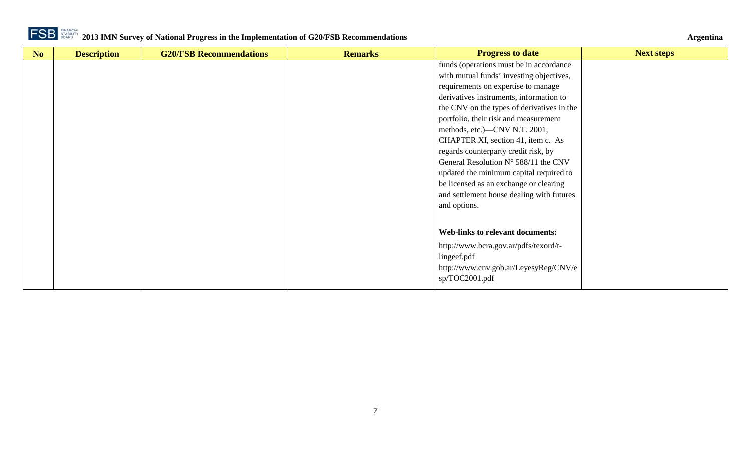| No | Description | G20/FSB Recommendations | Remarks | Progress to date | Next steps |
|---|---|---|---|---|---|
| | | | | funds (operations must be in accordance with mutual funds' investing objectives, requirements on expertise to manage derivatives instruments, information to the CNV on the types of derivatives in the portfolio, their risk and measurement methods, etc.)—CNV N.T. 2001, CHAPTER XI, section 41, item c. As regards counterparty credit risk, by General Resolution N° 588/11 the CNV updated the minimum capital required to be licensed as an exchange or clearing and settlement house dealing with futures and options.<br><br>**Web-links to relevant documents:**<br>http://www.bcra.gov.ar/pdfs/texord/t-lingeef.pdf<br>http://www.cnv.gob.ar/LeyesyReg/CNV/esp/TOC2001.pdf | |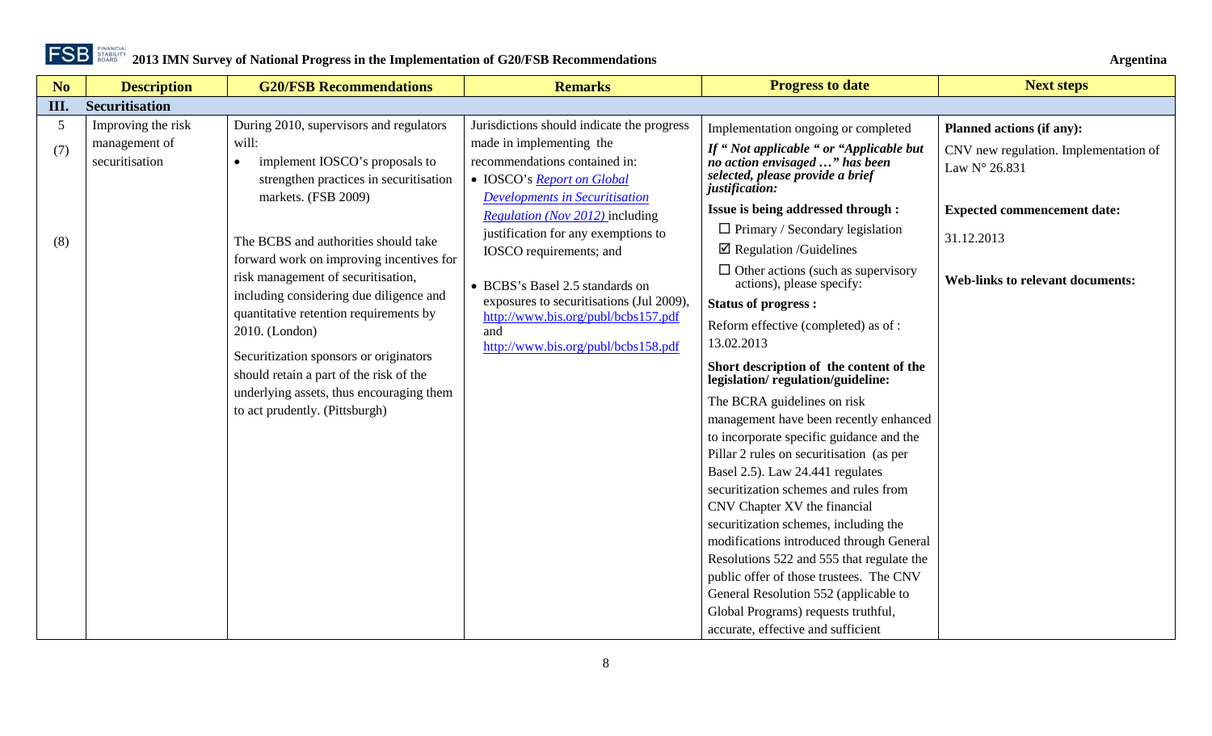| No | Description | G20/FSB Recommendations | Remarks | Progress to date | Next steps |
|---|---|---|---|---|---|
| **III.** | **Securitisation** | | | | |
| 5<br><br>(7)<br><br><br><br>(8) | Improving the risk management of securitisation | During 2010, supervisors and regulators will:<br>• implement IOSCO's proposals to strengthen practices in securitisation markets. (FSB 2009)<br><br>The BCBS and authorities should take forward work on improving incentives for risk management of securitisation, including considering due diligence and quantitative retention requirements by 2010. (London)<br><br>Securitization sponsors or originators should retain a part of the risk of the underlying assets, thus encouraging them to act prudently. (Pittsburgh) | Jurisdictions should indicate the progress made in implementing the recommendations contained in:<br>• IOSCO's *Report on Global Developments in Securitisation Regulation (Nov 2012)* including justification for any exemptions to IOSCO requirements; and<br><br>• BCBS's Basel 2.5 standards on exposures to securitisations (Jul 2009), http://www.bis.org/publ/bcbs157.pdf and http://www.bis.org/publ/bcbs158.pdf | Implementation ongoing or completed<br>***If " Not applicable " or "Applicable but no action envisaged …" has been selected, please provide a brief justification:***<br>**Issue is being addressed through :**<br>☐ Primary / Secondary legislation<br>☑ Regulation /Guidelines<br>☐ Other actions (such as supervisory actions), please specify:<br>**Status of progress :**<br>Reform effective (completed) as of : 13.02.2013<br>**Short description of the content of the legislation/ regulation/guideline:**<br>The BCRA guidelines on risk management have been recently enhanced to incorporate specific guidance and the Pillar 2 rules on securitisation (as per Basel 2.5). Law 24.441 regulates securitization schemes and rules from CNV Chapter XV the financial securitization schemes, including the modifications introduced through General Resolutions 522 and 555 that regulate the public offer of those trustees. The CNV General Resolution 552 (applicable to Global Programs) requests truthful, accurate, effective and sufficient | **Planned actions (if any):**<br>CNV new regulation. Implementation of Law N° 26.831<br><br>**Expected commencement date:**<br>31.12.2013<br><br>**Web-links to relevant documents:** |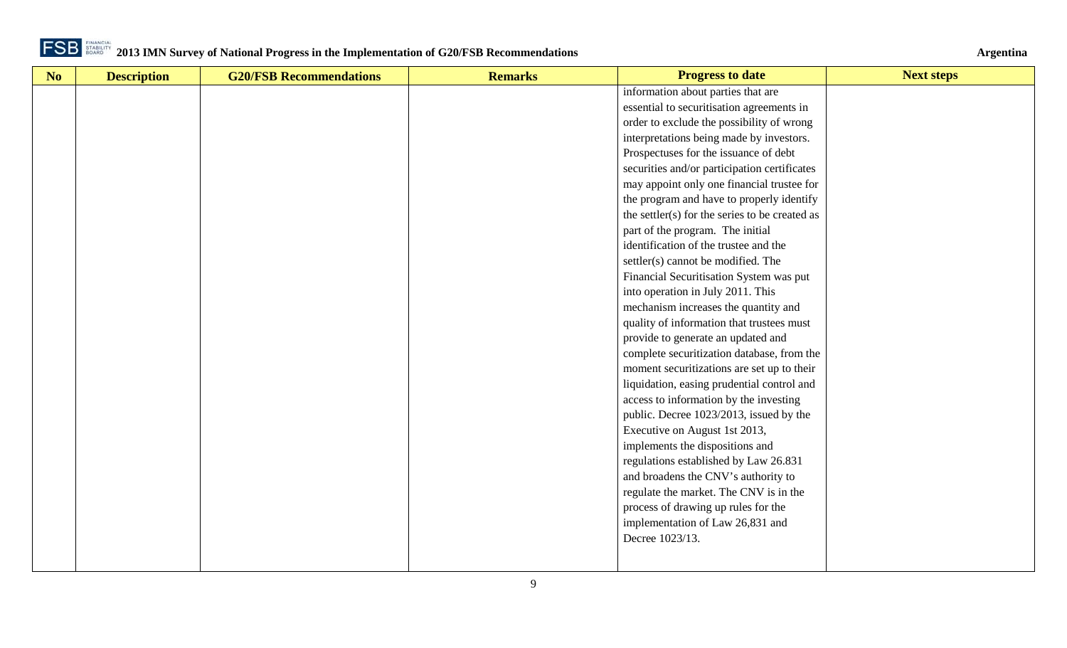| No | Description | G20/FSB Recommendations | Remarks | Progress to date | Next steps |
| --- | --- | --- | --- | --- | --- |
| | | | | information about parties that are essential to securitisation agreements in order to exclude the possibility of wrong interpretations being made by investors. Prospectuses for the issuance of debt securities and/or participation certificates may appoint only one financial trustee for the program and have to properly identify the settler(s) for the series to be created as part of the program. The initial identification of the trustee and the settler(s) cannot be modified. The Financial Securitisation System was put into operation in July 2011. This mechanism increases the quantity and quality of information that trustees must provide to generate an updated and complete securitization database, from the moment securitizations are set up to their liquidation, easing prudential control and access to information by the investing public. Decree 1023/2013, issued by the Executive on August 1st 2013, implements the dispositions and regulations established by Law 26.831 and broadens the CNV's authority to regulate the market. The CNV is in the process of drawing up rules for the implementation of Law 26,831 and Decree 1023/13. | |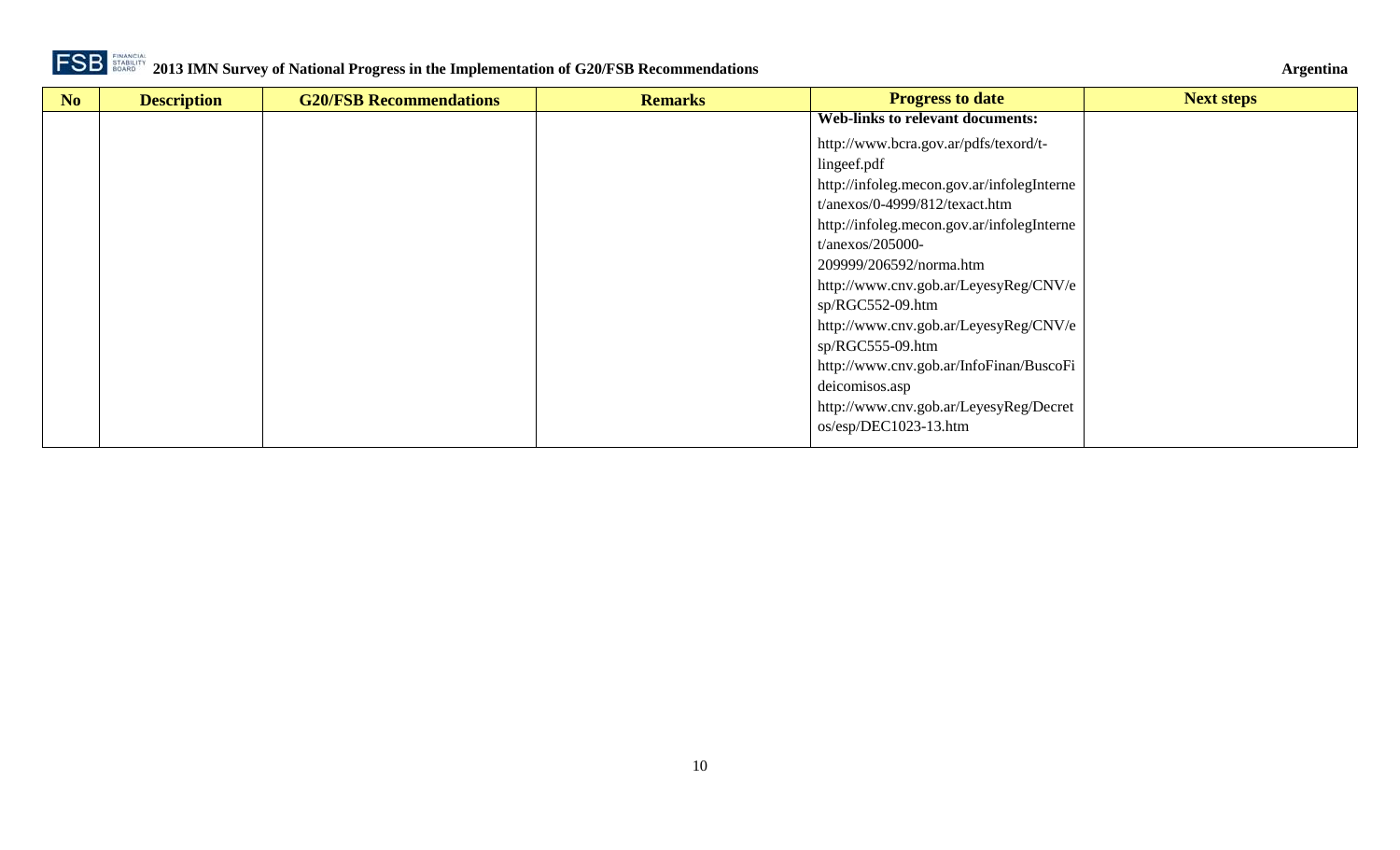| No | Description | G20/FSB Recommendations | Remarks | Progress to date | Next steps |
| --- | --- | --- | --- | --- | --- |
| | | | | **Web-links to relevant documents:**<br><br>http://www.bcra.gov.ar/pdfs/texord/t-lingeef.pdf<br>http://infoleg.mecon.gov.ar/infolegInternet/anexos/0-4999/812/texact.htm<br>http://infoleg.mecon.gov.ar/infolegInternet/anexos/205000-209999/206592/norma.htm<br>http://www.cnv.gob.ar/LeyesyReg/CNV/esp/RGC552-09.htm<br>http://www.cnv.gob.ar/LeyesyReg/CNV/esp/RGC555-09.htm<br>http://www.cnv.gob.ar/InfoFinan/BuscoFideicomisos.asp<br>http://www.cnv.gob.ar/LeyesyReg/Decretos/esp/DEC1023-13.htm | |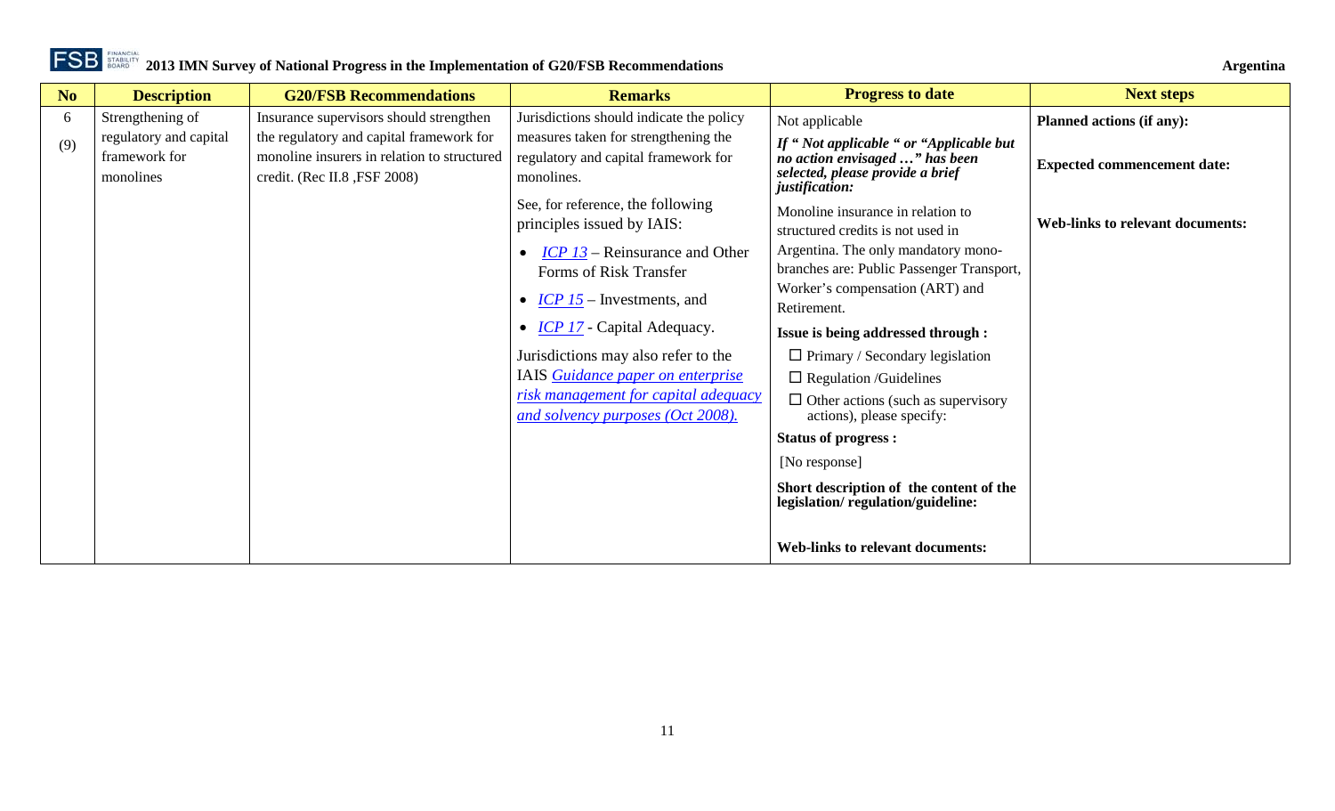| No | Description | G20/FSB Recommendations | Remarks | Progress to date | Next steps |
|---|---|---|---|---|---|
| 6 (9) | Strengthening of regulatory and capital framework for monolines | Insurance supervisors should strengthen the regulatory and capital framework for monoline insurers in relation to structured credit. (Rec II.8 ,FSF 2008) | Jurisdictions should indicate the policy measures taken for strengthening the regulatory and capital framework for monolines.<br><br>See, for reference, the following principles issued by IAIS:<br>• *ICP 13* – Reinsurance and Other Forms of Risk Transfer<br>• *ICP 15* – Investments, and<br>• *ICP 17* - Capital Adequacy.<br><br>Jurisdictions may also refer to the IAIS *Guidance paper on enterprise risk management for capital adequacy and solvency purposes (Oct 2008).* | Not applicable<br><br>***If " Not applicable " or "Applicable but no action envisaged …" has been selected, please provide a brief justification:***<br><br>Monoline insurance in relation to structured credits is not used in Argentina. The only mandatory mono-branches are: Public Passenger Transport, Worker's compensation (ART) and Retirement.<br><br>**Issue is being addressed through :**<br>☐ Primary / Secondary legislation<br>☐ Regulation /Guidelines<br>☐ Other actions (such as supervisory actions), please specify:<br><br>**Status of progress :**<br>[No response]<br><br>**Short description of the content of the legislation/ regulation/guideline:**<br><br>**Web-links to relevant documents:** | **Planned actions (if any):**<br><br>**Expected commencement date:**<br><br>**Web-links to relevant documents:** |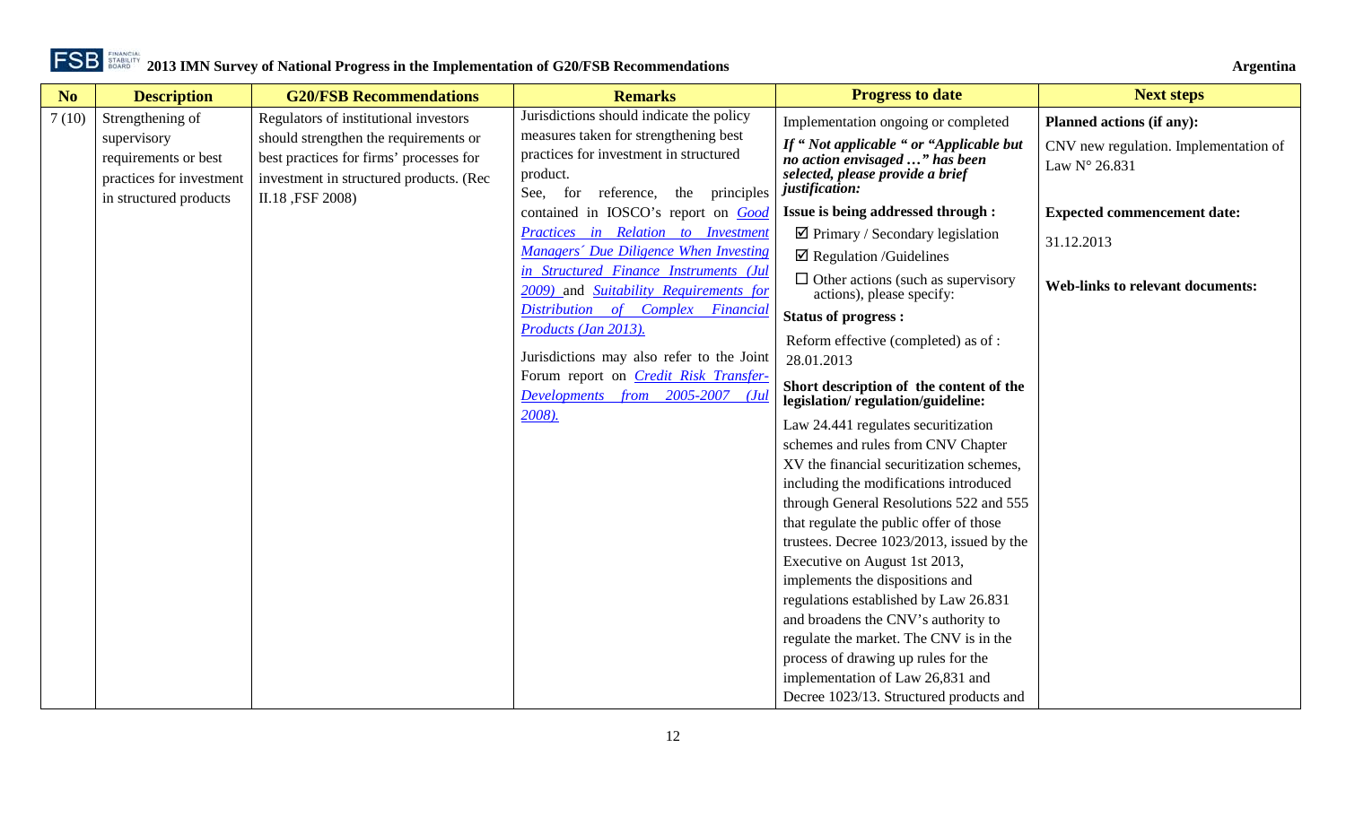| No | Description | G20/FSB Recommendations | Remarks | Progress to date | Next steps |
|---|---|---|---|---|---|
| 7 (10) | Strengthening of supervisory requirements or best practices for investment in structured products | Regulators of institutional investors should strengthen the requirements or best practices for firms' processes for investment in structured products. (Rec II.18 ,FSF 2008) | Jurisdictions should indicate the policy measures taken for strengthening best practices for investment in structured product.<br>See, for reference, the principles contained in IOSCO's report on *Good Practices in Relation to Investment Managers´ Due Diligence When Investing in Structured Finance Instruments (Jul 2009)* and *Suitability Requirements for Distribution of Complex Financial Products (Jan 2013).*<br><br>Jurisdictions may also refer to the Joint Forum report on *Credit Risk Transfer-Developments from 2005-2007 (Jul 2008).* | Implementation ongoing or completed<br>***If " Not applicable " or "Applicable but no action envisaged …" has been selected, please provide a brief justification:***<br>**Issue is being addressed through :**<br>☑ Primary / Secondary legislation<br>☑ Regulation /Guidelines<br>☐ Other actions (such as supervisory actions), please specify:<br>**Status of progress :**<br>Reform effective (completed) as of : 28.01.2013<br>**Short description of the content of the legislation/ regulation/guideline:**<br>Law 24.441 regulates securitization schemes and rules from CNV Chapter XV the financial securitization schemes, including the modifications introduced through General Resolutions 522 and 555 that regulate the public offer of those trustees. Decree 1023/2013, issued by the Executive on August 1st 2013, implements the dispositions and regulations established by Law 26.831 and broadens the CNV's authority to regulate the market. The CNV is in the process of drawing up rules for the implementation of Law 26,831 and Decree 1023/13. Structured products and | **Planned actions (if any):**<br>CNV new regulation. Implementation of Law N° 26.831<br><br>**Expected commencement date:**<br>31.12.2013<br><br>**Web-links to relevant documents:** |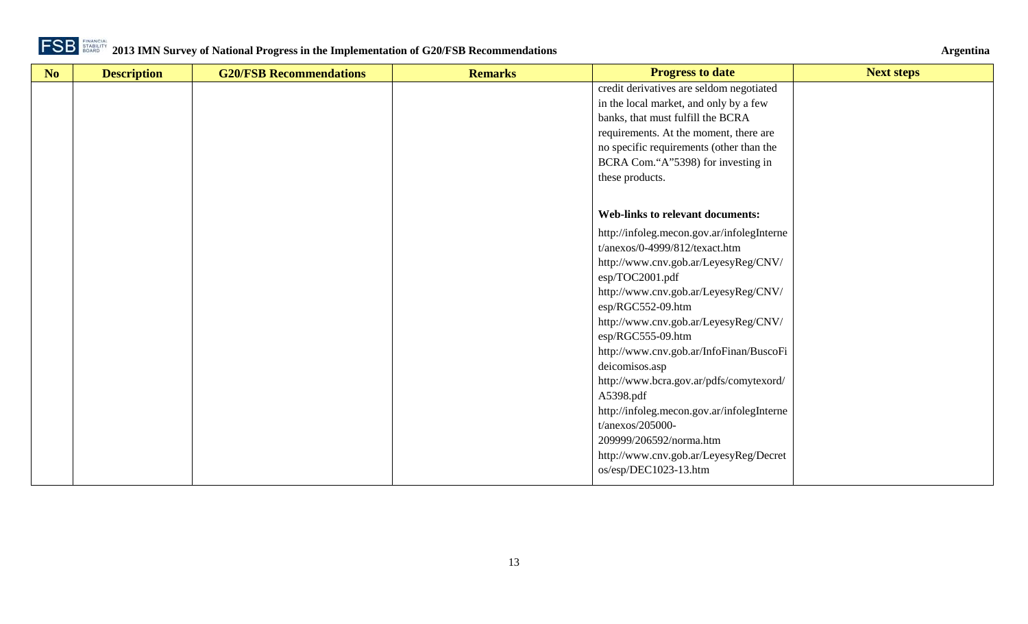| No | Description | G20/FSB Recommendations | Remarks | Progress to date | Next steps |
|---|---|---|---|---|---|
| | | | | credit derivatives are seldom negotiated in the local market, and only by a few banks, that must fulfill the BCRA requirements. At the moment, there are no specific requirements (other than the BCRA Com.“A”5398) for investing in these products.<br><br>**Web-links to relevant documents:**<br><br>http://infoleg.mecon.gov.ar/infolegInternet/anexos/0-4999/812/texact.htm<br>http://www.cnv.gob.ar/LeyesyReg/CNV/esp/TOC2001.pdf<br>http://www.cnv.gob.ar/LeyesyReg/CNV/esp/RGC552-09.htm<br>http://www.cnv.gob.ar/LeyesyReg/CNV/esp/RGC555-09.htm<br>http://www.cnv.gob.ar/InfoFinan/BuscoFideicomisos.asp<br>http://www.bcra.gov.ar/pdfs/comytexord/A5398.pdf<br>http://infoleg.mecon.gov.ar/infolegInternet/anexos/205000-209999/206592/norma.htm<br>http://www.cnv.gob.ar/LeyesyReg/Decretos/esp/DEC1023-13.htm | |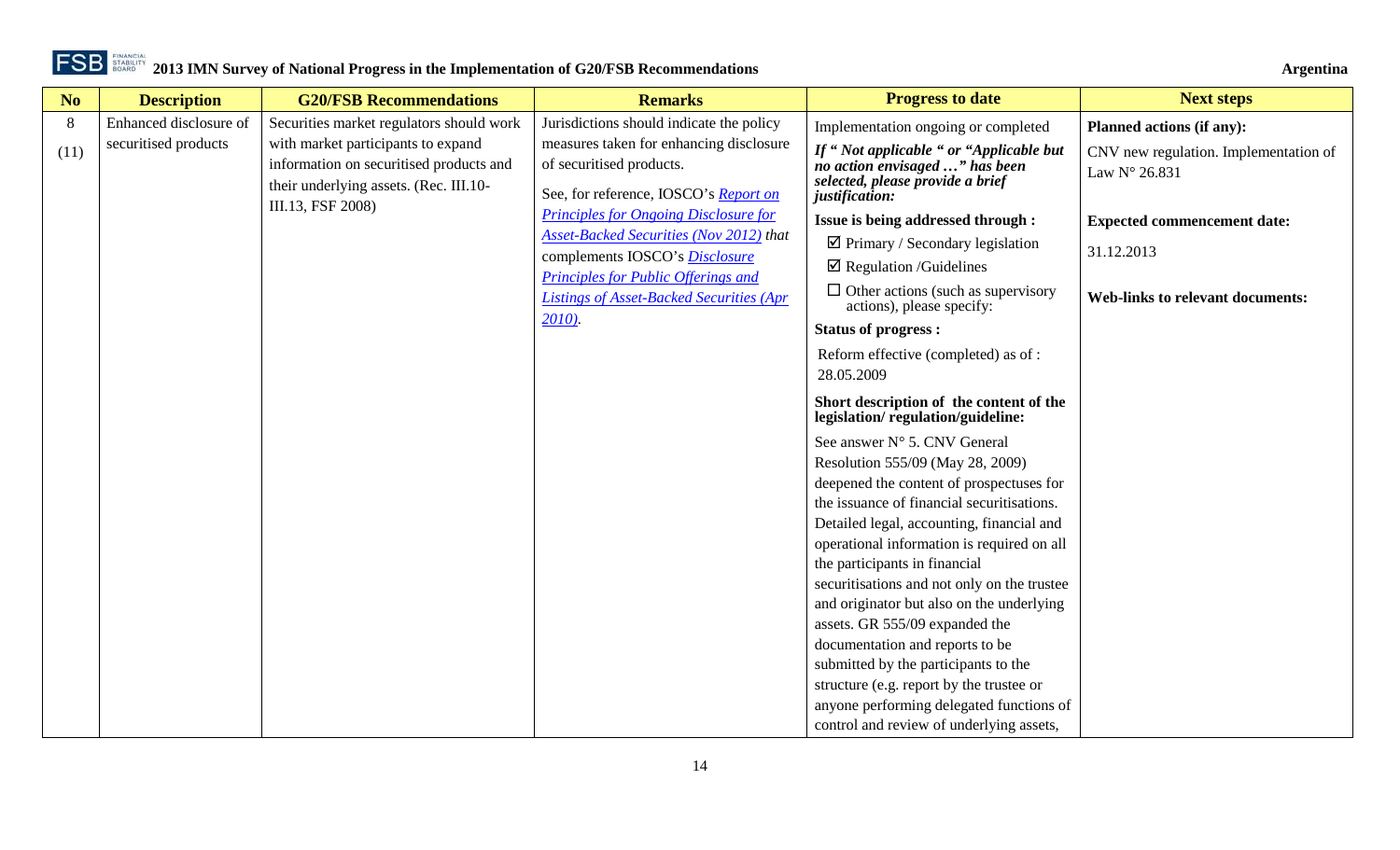| No | Description | G20/FSB Recommendations | Remarks | Progress to date | Next steps |
|---|---|---|---|---|---|
| 8 (11) | Enhanced disclosure of securitised products | Securities market regulators should work with market participants to expand information on securitised products and their underlying assets. (Rec. III.10-III.13, FSF 2008) | Jurisdictions should indicate the policy measures taken for enhancing disclosure of securitised products.<br><br>See, for reference, IOSCO's *Report on Principles for Ongoing Disclosure for Asset-Backed Securities (Nov 2012)* that complements IOSCO's *Disclosure Principles for Public Offerings and Listings of Asset-Backed Securities (Apr 2010)*. | Implementation ongoing or completed<br><br>***If " Not applicable " or "Applicable but no action envisaged …" has been selected, please provide a brief justification:***<br><br>**Issue is being addressed through :**<br><br>☑ Primary / Secondary legislation<br><br>☑ Regulation /Guidelines<br><br>☐ Other actions (such as supervisory actions), please specify:<br><br>**Status of progress :**<br><br>Reform effective (completed) as of : 28.05.2009<br><br>**Short description of the content of the legislation/ regulation/guideline:**<br><br>See answer N° 5. CNV General Resolution 555/09 (May 28, 2009) deepened the content of prospectuses for the issuance of financial securitisations. Detailed legal, accounting, financial and operational information is required on all the participants in financial securitisations and not only on the trustee and originator but also on the underlying assets. GR 555/09 expanded the documentation and reports to be submitted by the participants to the structure (e.g. report by the trustee or anyone performing delegated functions of control and review of underlying assets, | **Planned actions (if any):**<br><br>CNV new regulation. Implementation of Law N° 26.831<br><br>**Expected commencement date:**<br><br>31.12.2013<br><br>**Web-links to relevant documents:** |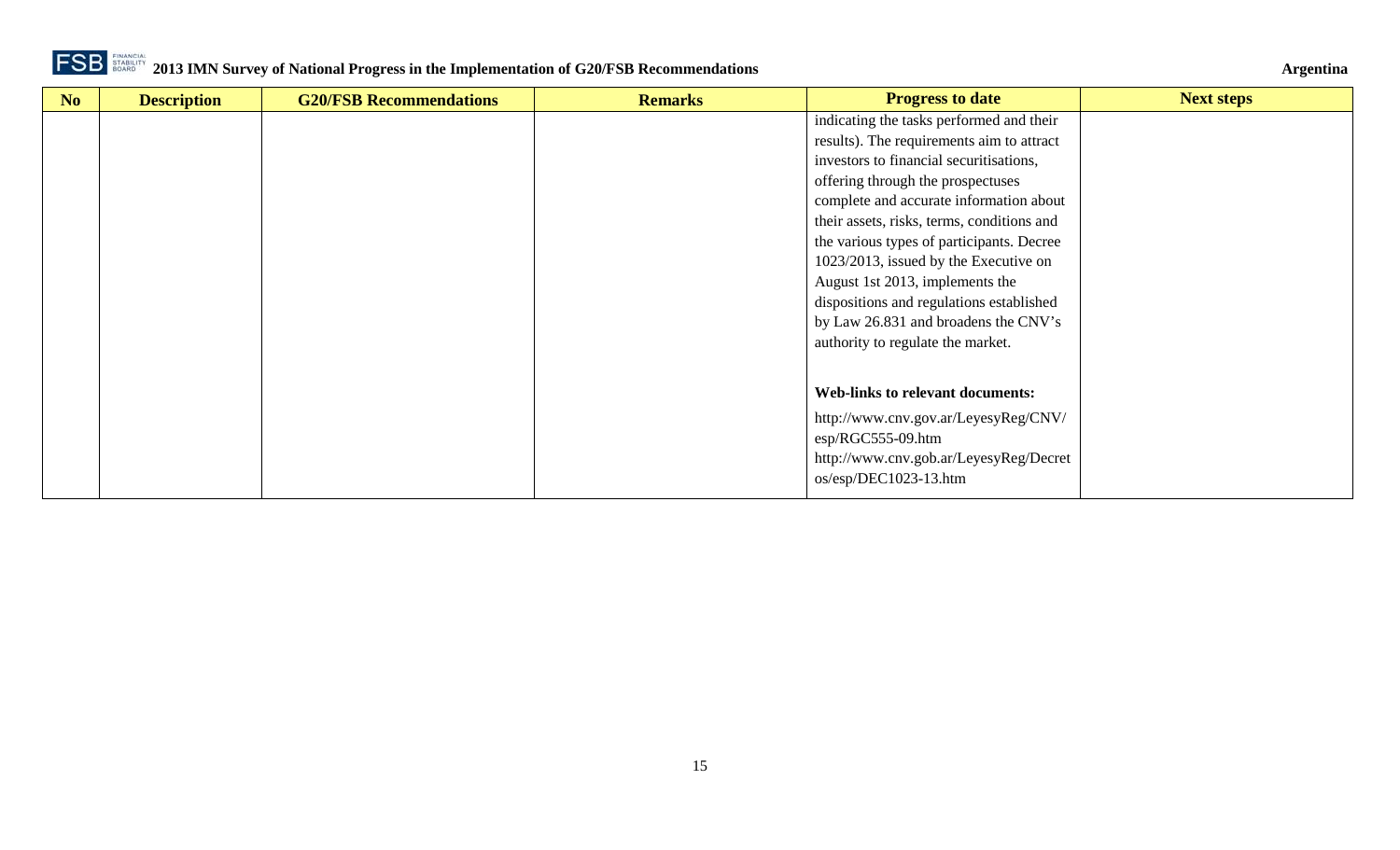| No | Description | G20/FSB Recommendations | Remarks | Progress to date | Next steps |
|---|---|---|---|---|---|
| | | | | indicating the tasks performed and their results). The requirements aim to attract investors to financial securitisations, offering through the prospectuses complete and accurate information about their assets, risks, terms, conditions and the various types of participants. Decree 1023/2013, issued by the Executive on August 1st 2013, implements the dispositions and regulations established by Law 26.831 and broadens the CNV's authority to regulate the market.<br><br>**Web-links to relevant documents:**<br><br>http://www.cnv.gov.ar/LeyesyReg/CNV/esp/RGC555-09.htm<br>http://www.cnv.gob.ar/LeyesyReg/Decretos/esp/DEC1023-13.htm | |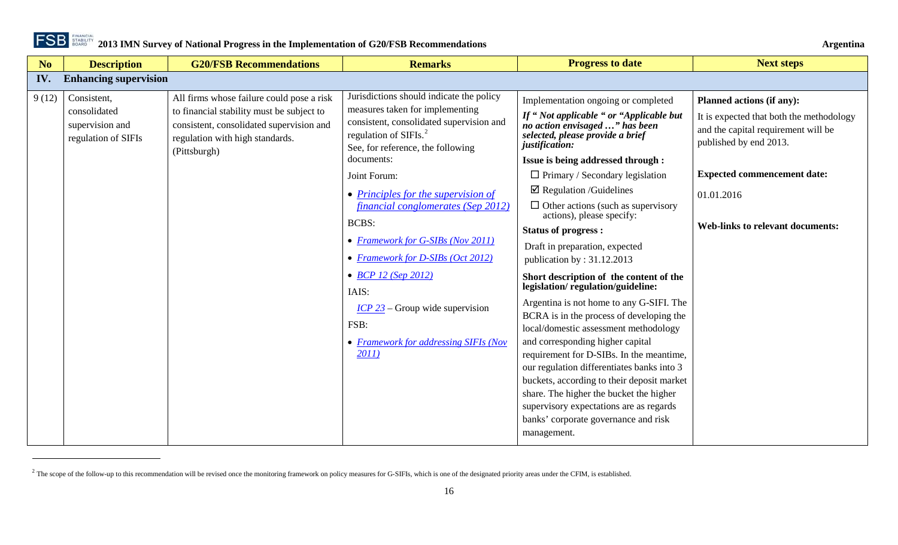| No | Description | G20/FSB Recommendations | Remarks | Progress to date | Next steps |
|---|---|---|---|---|---|
| **IV.** | **Enhancing supervision** | | | | |
| 9 (12) | Consistent, consolidated supervision and regulation of SIFIs | All firms whose failure could pose a risk to financial stability must be subject to consistent, consolidated supervision and regulation with high standards. (Pittsburgh) | Jurisdictions should indicate the policy measures taken for implementing consistent, consolidated supervision and regulation of SIFIs.[2]<br>See, for reference, the following documents:<br>Joint Forum:<br>• *Principles for the supervision of financial conglomerates (Sep 2012)*<br>BCBS:<br>• *Framework for G-SIBs (Nov 2011)*<br>• *Framework for D-SIBs (Oct 2012)*<br>• *BCP 12 (Sep 2012)*<br>IAIS:<br>*ICP 23* – Group wide supervision<br>FSB:<br>• *Framework for addressing SIFIs (Nov 2011)* | Implementation ongoing or completed<br>***If " Not applicable " or "Applicable but no action envisaged …" has been selected, please provide a brief justification:***<br>**Issue is being addressed through :**<br>☐ Primary / Secondary legislation<br>☑ Regulation /Guidelines<br>☐ Other actions (such as supervisory actions), please specify:<br>**Status of progress :**<br>Draft in preparation, expected publication by : 31.12.2013<br>**Short description of the content of the legislation/ regulation/guideline:**<br>Argentina is not home to any G-SIFI. The BCRA is in the process of developing the local/domestic assessment methodology and corresponding higher capital requirement for D-SIBs. In the meantime, our regulation differentiates banks into 3 buckets, according to their deposit market share. The higher the bucket the higher supervisory expectations are as regards banks' corporate governance and risk management. | **Planned actions (if any):**<br>It is expected that both the methodology and the capital requirement will be published by end 2013.<br>**Expected commencement date:**<br>01.01.2016<br>**Web-links to relevant documents:** |

[2] The scope of the follow-up to this recommendation will be revised once the monitoring framework on policy measures for G-SIFIs, which is one of the designated priority areas under the CFIM, is established.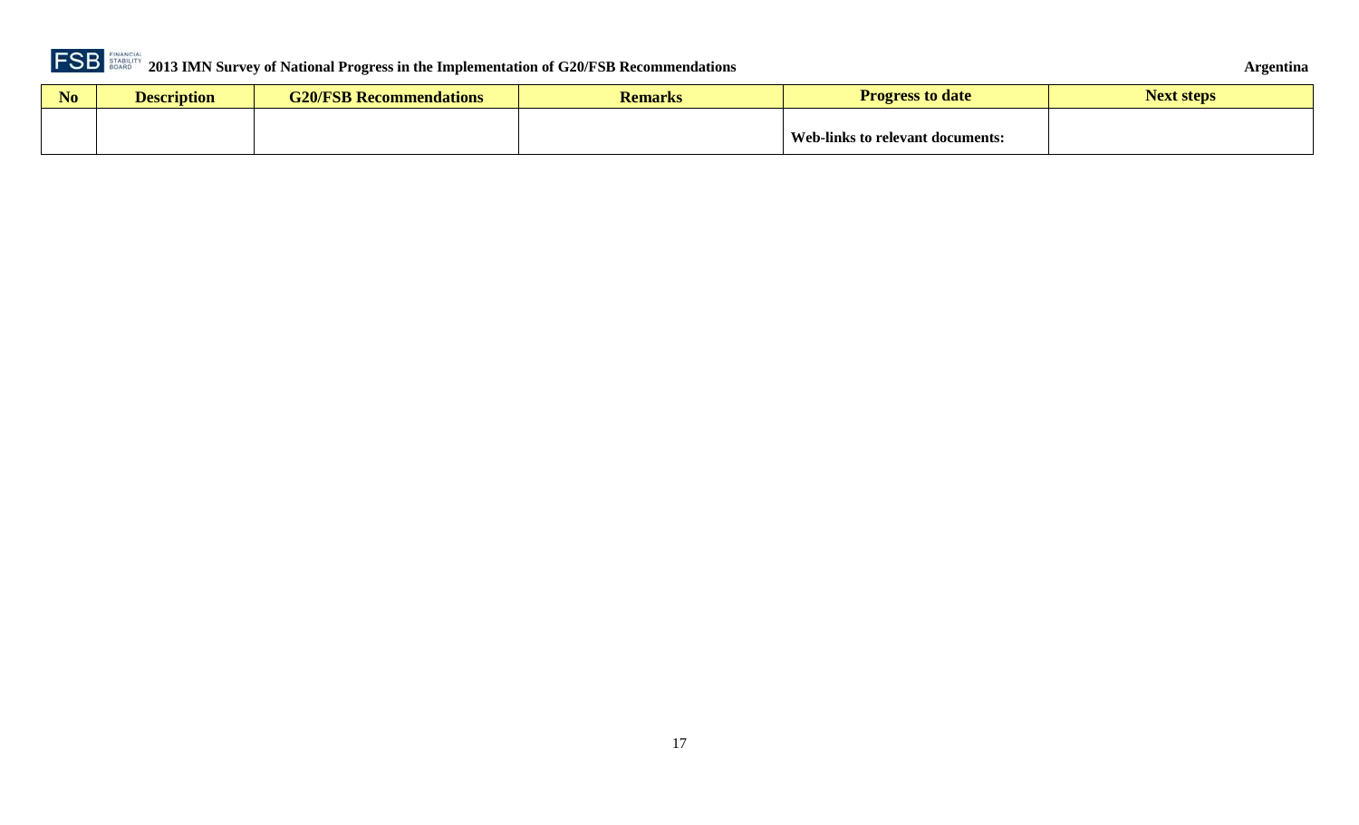| No | Description | G20/FSB Recommendations | Remarks | Progress to date | Next steps |
|---|---|---|---|---|---|
| | | | | **Web-links to relevant documents:** | |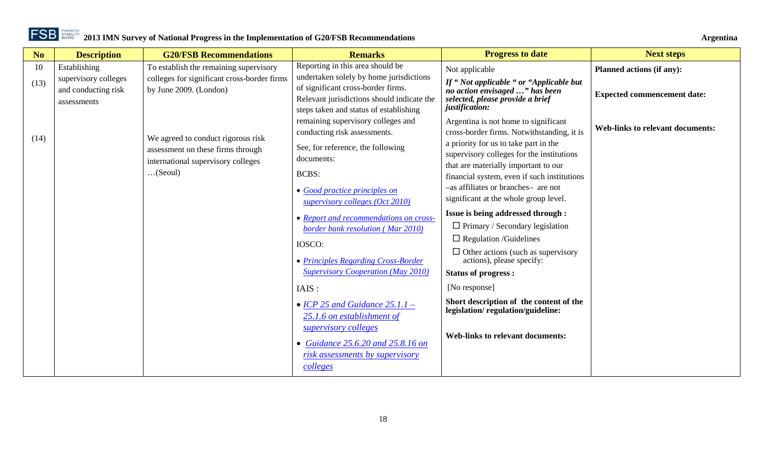| No | Description | G20/FSB Recommendations | Remarks | Progress to date | Next steps |
|---|---|---|---|---|---|
| 10<br><br>(13)<br><br><br><br>(14) | Establishing supervisory colleges and conducting risk assessments | To establish the remaining supervisory colleges for significant cross-border firms by June 2009. (London)<br><br>We agreed to conduct rigorous risk assessment on these firms through international supervisory colleges …(Seoul) | Reporting in this area should be undertaken solely by home jurisdictions of significant cross-border firms. Relevant jurisdictions should indicate the steps taken and status of establishing remaining supervisory colleges and conducting risk assessments.<br><br>See, for reference, the following documents:<br><br>BCBS:<br><br>• *Good practice principles on supervisory colleges (Oct 2010)*<br><br>• *Report and recommendations on cross-border bank resolution ( Mar 2010)*<br><br>IOSCO:<br><br>• *Principles Regarding Cross-Border Supervisory Cooperation (May 2010)*<br><br>IAIS :<br><br>• *ICP 25 and Guidance 25.1.1 – 25.1.6 on establishment of supervisory colleges*<br><br>• *Guidance 25.6.20 and 25.8.16 on risk assessments by supervisory colleges* | Not applicable<br><br>***If " Not applicable " or "Applicable but no action envisaged …" has been selected, please provide a brief justification:***<br><br>Argentina is not home to significant cross-border firms. Notwithstanding, it is a priority for us to take part in the supervisory colleges for the institutions that are materially important to our financial system, even if such institutions –as affiliates or branches– are not significant at the whole group level.<br><br>**Issue is being addressed through :**<br><br>☐ Primary / Secondary legislation<br><br>☐ Regulation /Guidelines<br><br>☐ Other actions (such as supervisory actions), please specify:<br><br>**Status of progress :**<br><br>[No response]<br><br>**Short description of the content of the legislation/ regulation/guideline:**<br><br>**Web-links to relevant documents:** | **Planned actions (if any):**<br><br>**Expected commencement date:**<br><br>**Web-links to relevant documents:** |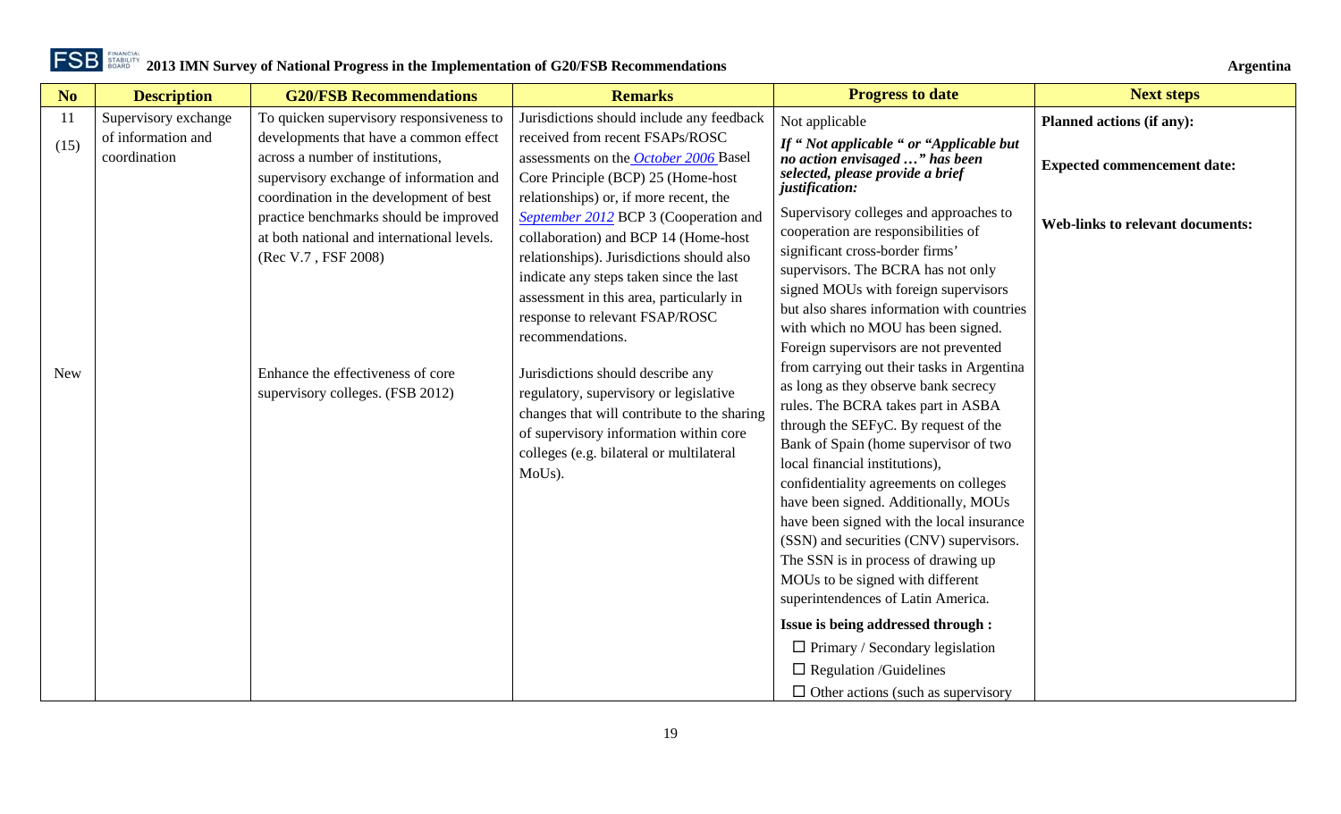| No | Description | G20/FSB Recommendations | Remarks | Progress to date | Next steps |
|---|---|---|---|---|---|
| 11 (15) | Supervisory exchange of information and coordination | To quicken supervisory responsiveness to developments that have a common effect across a number of institutions, supervisory exchange of information and coordination in the development of best practice benchmarks should be improved at both national and international levels. (Rec V.7 , FSF 2008) | Jurisdictions should include any feedback received from recent FSAPs/ROSC assessments on the [October 2006](#) Basel Core Principle (BCP) 25 (Home-host relationships) or, if more recent, the [September 2012](#) BCP 3 (Cooperation and collaboration) and BCP 14 (Home-host relationships). Jurisdictions should also indicate any steps taken since the last assessment in this area, particularly in response to relevant FSAP/ROSC recommendations. | Not applicable<br><br>***If " Not applicable " or "Applicable but no action envisaged …" has been selected, please provide a brief justification:***<br><br>Supervisory colleges and approaches to cooperation are responsibilities of significant cross-border firms' supervisors. The BCRA has not only signed MOUs with foreign supervisors but also shares information with countries with which no MOU has been signed. Foreign supervisors are not prevented from carrying out their tasks in Argentina as long as they observe bank secrecy rules. The BCRA takes part in ASBA through the SEFyC. By request of the Bank of Spain (home supervisor of two local financial institutions), confidentiality agreements on colleges have been signed. Additionally, MOUs have been signed with the local insurance (SSN) and securities (CNV) supervisors. The SSN is in process of drawing up MOUs to be signed with different superintendences of Latin America.<br><br>**Issue is being addressed through :**<br><br>☐ Primary / Secondary legislation<br><br>☐ Regulation /Guidelines<br><br>☐ Other actions (such as supervisory | **Planned actions (if any):**<br><br>**Expected commencement date:**<br><br>**Web-links to relevant documents:** |
| New | | Enhance the effectiveness of core supervisory colleges. (FSB 2012) | Jurisdictions should describe any regulatory, supervisory or legislative changes that will contribute to the sharing of supervisory information within core colleges (e.g. bilateral or multilateral MoUs). | | |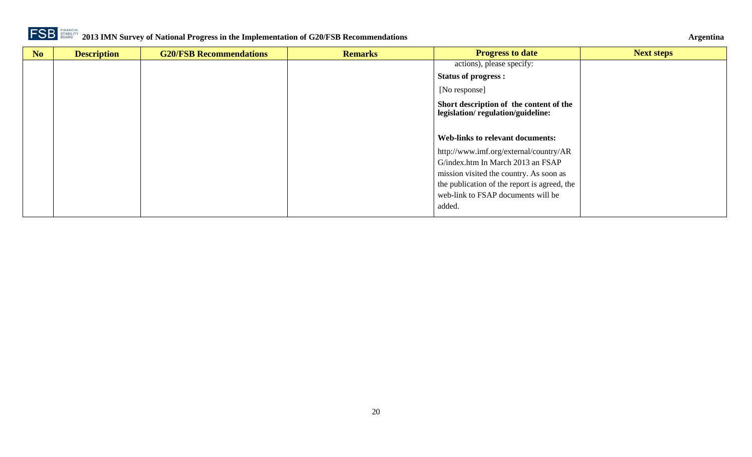| No | Description | G20/FSB Recommendations | Remarks | Progress to date | Next steps |
|---|---|---|---|---|---|
| | | | | actions), please specify:<br><br>**Status of progress :**<br><br>[No response]<br><br>**Short description of the content of the legislation/ regulation/guideline:**<br><br>**Web-links to relevant documents:**<br><br>http://www.imf.org/external/country/ARG/index.htm In March 2013 an FSAP mission visited the country. As soon as the publication of the report is agreed, the web-link to FSAP documents will be added. | |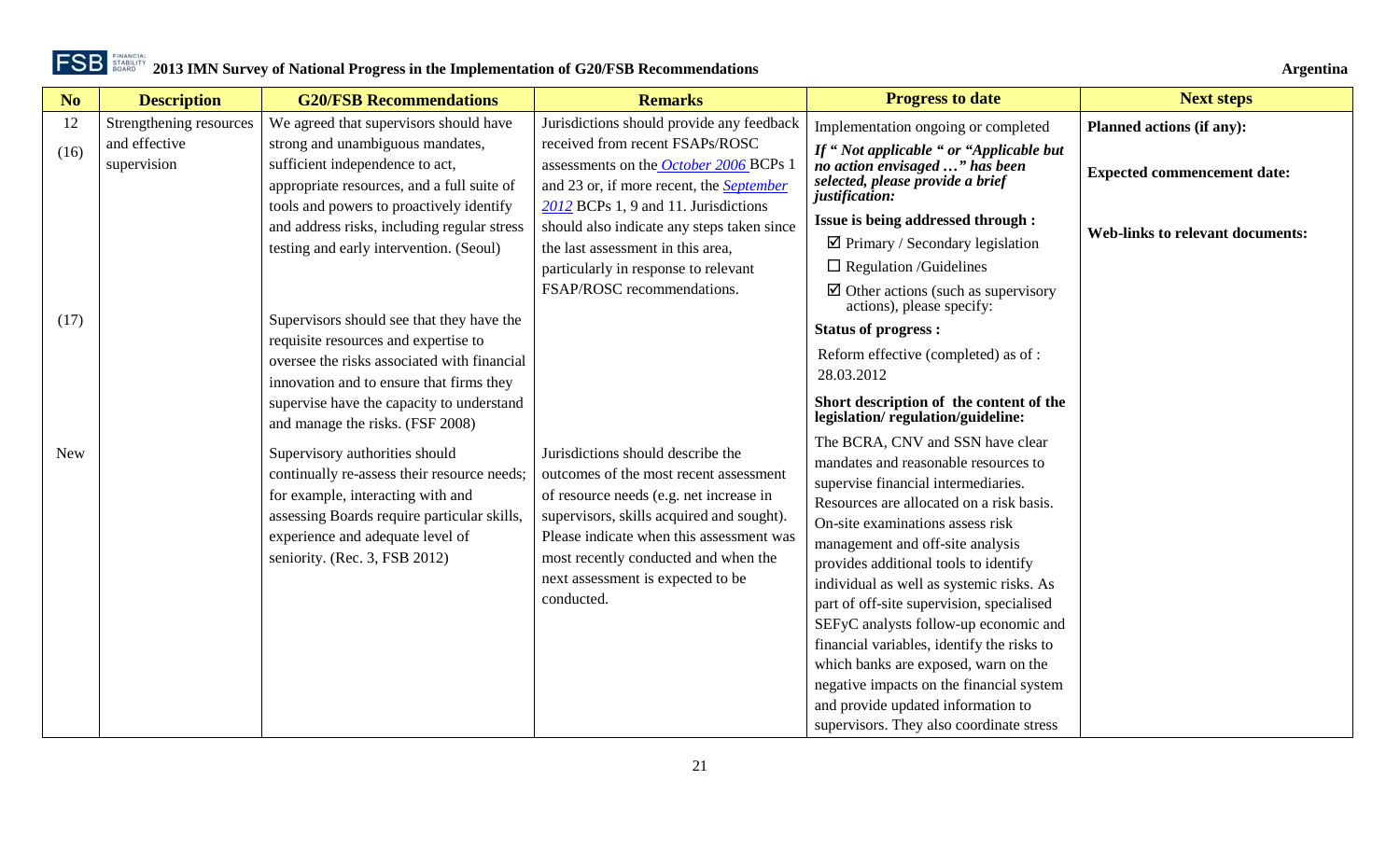| No | Description | G20/FSB Recommendations | Remarks | Progress to date | Next steps |
|---|---|---|---|---|---|
| 12<br><br>(16) | Strengthening resources and effective supervision | We agreed that supervisors should have strong and unambiguous mandates, sufficient independence to act, appropriate resources, and a full suite of tools and powers to proactively identify and address risks, including regular stress testing and early intervention. (Seoul) | Jurisdictions should provide any feedback received from recent FSAPs/ROSC assessments on the [October 2006](#) BCPs 1 and 23 or, if more recent, the [September 2012](#) BCPs 1, 9 and 11. Jurisdictions should also indicate any steps taken since the last assessment in this area, particularly in response to relevant FSAP/ROSC recommendations. | Implementation ongoing or completed<br><br>***If " Not applicable " or "Applicable but no action envisaged …" has been selected, please provide a brief justification:***<br><br>**Issue is being addressed through :**<br>☑ Primary / Secondary legislation<br>☐ Regulation /Guidelines<br>☑ Other actions (such as supervisory actions), please specify:<br><br>**Status of progress :**<br>Reform effective (completed) as of : 28.03.2012<br><br>**Short description of the content of the legislation/ regulation/guideline:**<br>The BCRA, CNV and SSN have clear mandates and reasonable resources to supervise financial intermediaries. Resources are allocated on a risk basis. On-site examinations assess risk management and off-site analysis provides additional tools to identify individual as well as systemic risks. As part of off-site supervision, specialised SEFyC analysts follow-up economic and financial variables, identify the risks to which banks are exposed, warn on the negative impacts on the financial system and provide updated information to supervisors. They also coordinate stress | **Planned actions (if any):**<br><br>**Expected commencement date:**<br><br>**Web-links to relevant documents:** |
| (17) | | Supervisors should see that they have the requisite resources and expertise to oversee the risks associated with financial innovation and to ensure that firms they supervise have the capacity to understand and manage the risks. (FSF 2008) | | | |
| New | | Supervisory authorities should continually re-assess their resource needs; for example, interacting with and assessing Boards require particular skills, experience and adequate level of seniority. (Rec. 3, FSB 2012) | Jurisdictions should describe the outcomes of the most recent assessment of resource needs (e.g. net increase in supervisors, skills acquired and sought). Please indicate when this assessment was most recently conducted and when the next assessment is expected to be conducted. | | |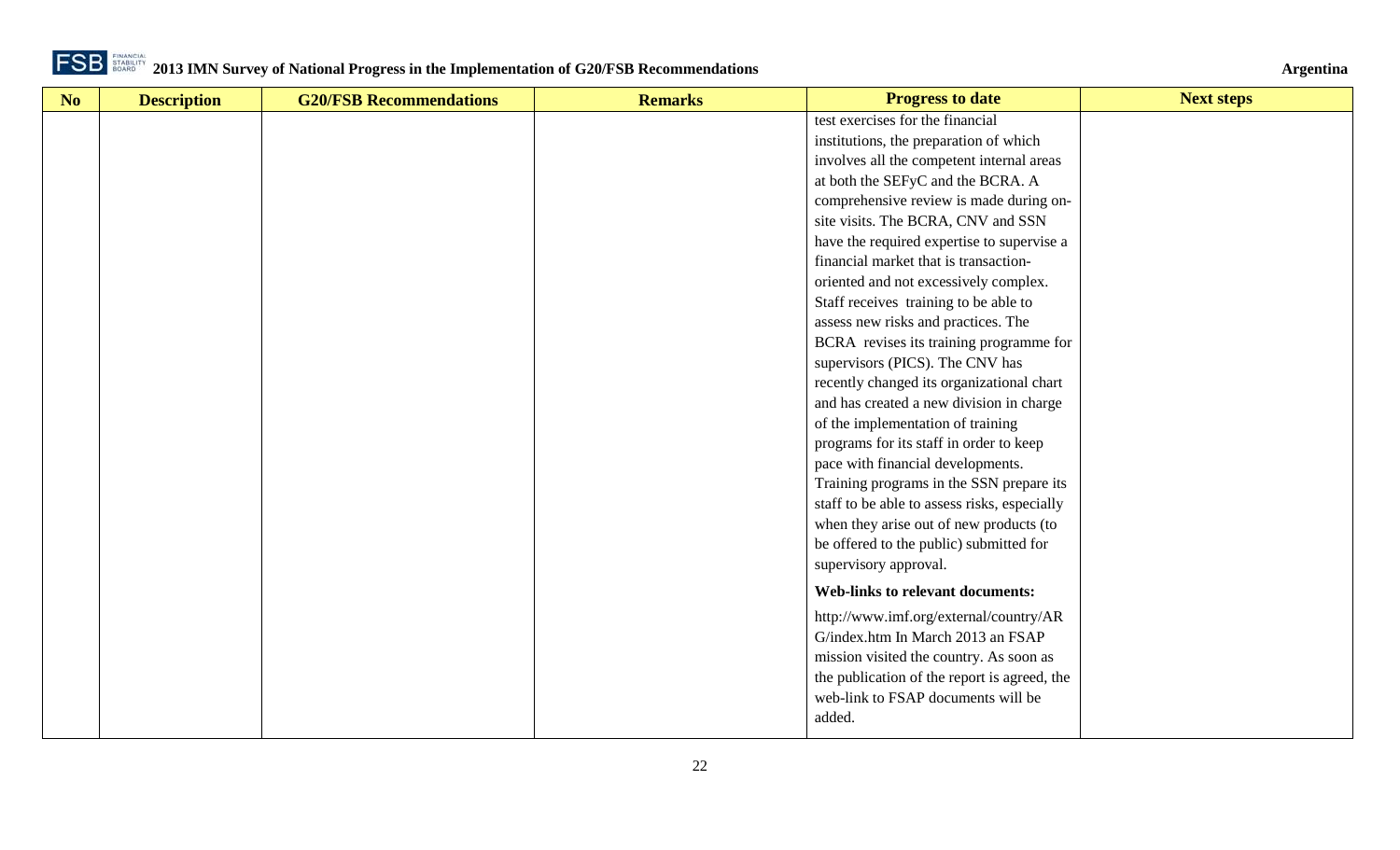| No | Description | G20/FSB Recommendations | Remarks | Progress to date | Next steps |
| --- | --- | --- | --- | --- | --- |
| | | | | test exercises for the financial institutions, the preparation of which involves all the competent internal areas at both the SEFyC and the BCRA. A comprehensive review is made during on-site visits. The BCRA, CNV and SSN have the required expertise to supervise a financial market that is transaction-oriented and not excessively complex. Staff receives training to be able to assess new risks and practices. The BCRA revises its training programme for supervisors (PICS). The CNV has recently changed its organizational chart and has created a new division in charge of the implementation of training programs for its staff in order to keep pace with financial developments. Training programs in the SSN prepare its staff to be able to assess risks, especially when they arise out of new products (to be offered to the public) submitted for supervisory approval.<br><br>**Web-links to relevant documents:**<br><br>http://www.imf.org/external/country/ARG/index.htm In March 2013 an FSAP mission visited the country. As soon as the publication of the report is agreed, the web-link to FSAP documents will be added. | |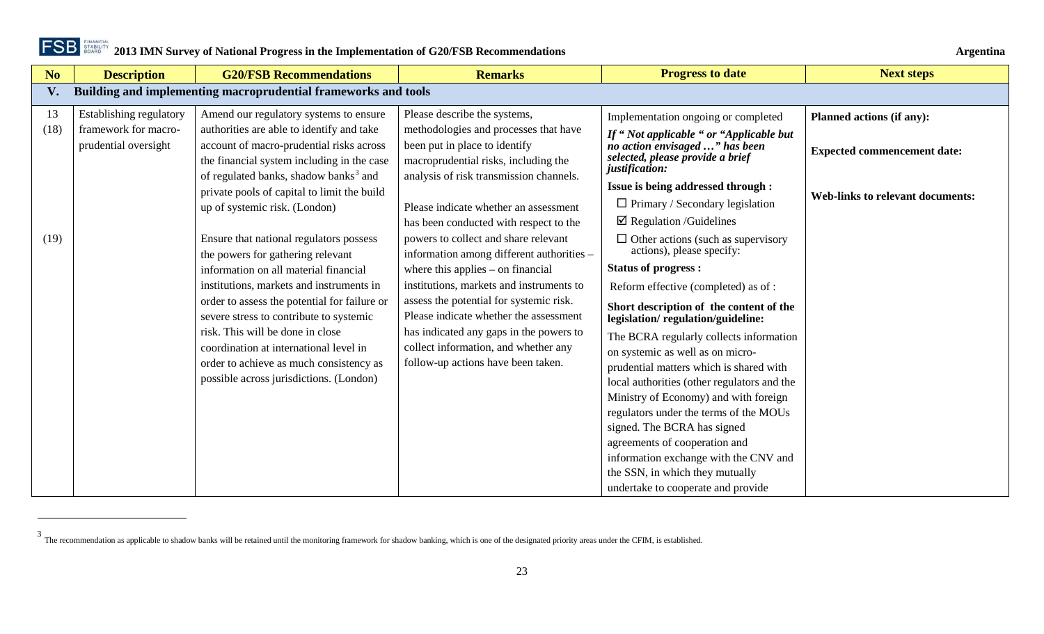| No | Description | G20/FSB Recommendations | Remarks | Progress to date | Next steps |
|---|---|---|---|---|---|
| **V.** | **Building and implementing macroprudential frameworks and tools** | | | | |
| 13 (18)<br><br>(19) | Establishing regulatory framework for macro-prudential oversight | Amend our regulatory systems to ensure authorities are able to identify and take account of macro-prudential risks across the financial system including in the case of regulated banks, shadow banks[3] and private pools of capital to limit the build up of systemic risk. (London)<br><br>Ensure that national regulators possess the powers for gathering relevant information on all material financial institutions, markets and instruments in order to assess the potential for failure or severe stress to contribute to systemic risk. This will be done in close coordination at international level in order to achieve as much consistency as possible across jurisdictions. (London) | Please describe the systems, methodologies and processes that have been put in place to identify macroprudential risks, including the analysis of risk transmission channels.<br><br>Please indicate whether an assessment has been conducted with respect to the powers to collect and share relevant information among different authorities – where this applies – on financial institutions, markets and instruments to assess the potential for systemic risk. Please indicate whether the assessment has indicated any gaps in the powers to collect information, and whether any follow-up actions have been taken. | Implementation ongoing or completed<br>***If " Not applicable " or "Applicable but no action envisaged …" has been selected, please provide a brief justification:***<br>**Issue is being addressed through :**<br>☐ Primary / Secondary legislation<br>☑ Regulation /Guidelines<br>☐ Other actions (such as supervisory actions), please specify:<br>**Status of progress :**<br>Reform effective (completed) as of :<br>**Short description of the content of the legislation/ regulation/guideline:**<br>The BCRA regularly collects information on systemic as well as on micro-prudential matters which is shared with local authorities (other regulators and the Ministry of Economy) and with foreign regulators under the terms of the MOUs signed. The BCRA has signed agreements of cooperation and information exchange with the CNV and the SSN, in which they mutually undertake to cooperate and provide | **Planned actions (if any):**<br><br>**Expected commencement date:**<br><br>**Web-links to relevant documents:** |

[3] The recommendation as applicable to shadow banks will be retained until the monitoring framework for shadow banking, which is one of the designated priority areas under the CFIM, is established.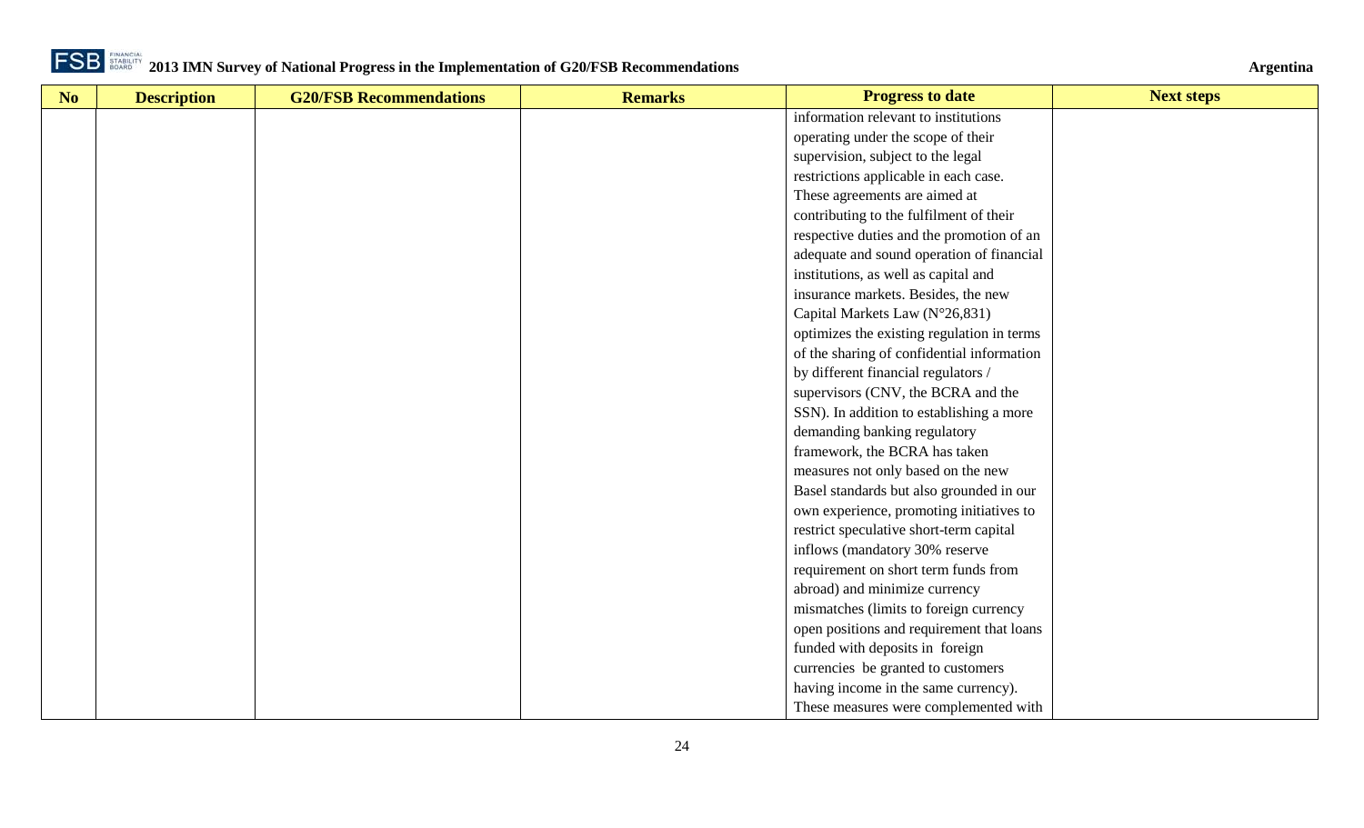| No | Description | G20/FSB Recommendations | Remarks | Progress to date | Next steps |
|---|---|---|---|---|---|
| | | | | information relevant to institutions operating under the scope of their supervision, subject to the legal restrictions applicable in each case. These agreements are aimed at contributing to the fulfilment of their respective duties and the promotion of an adequate and sound operation of financial institutions, as well as capital and insurance markets. Besides, the new Capital Markets Law (N°26,831) optimizes the existing regulation in terms of the sharing of confidential information by different financial regulators / supervisors (CNV, the BCRA and the SSN). In addition to establishing a more demanding banking regulatory framework, the BCRA has taken measures not only based on the new Basel standards but also grounded in our own experience, promoting initiatives to restrict speculative short-term capital inflows (mandatory 30% reserve requirement on short term funds from abroad) and minimize currency mismatches (limits to foreign currency open positions and requirement that loans funded with deposits in foreign currencies be granted to customers having income in the same currency). These measures were complemented with | |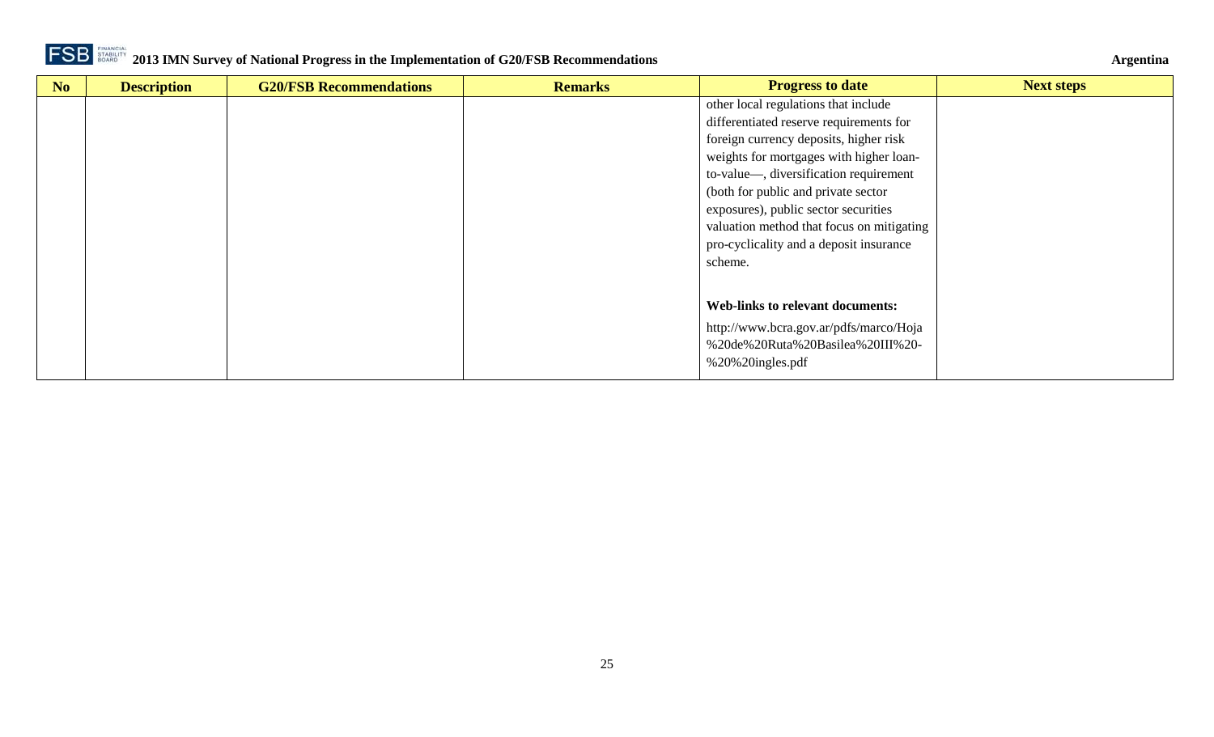| No | Description | G20/FSB Recommendations | Remarks | Progress to date | Next steps |
|---|---|---|---|---|---|
| | | | | other local regulations that include differentiated reserve requirements for foreign currency deposits, higher risk weights for mortgages with higher loan-to-value—, diversification requirement (both for public and private sector exposures), public sector securities valuation method that focus on mitigating pro-cyclicality and a deposit insurance scheme.<br><br>**Web-links to relevant documents:**<br>http://www.bcra.gov.ar/pdfs/marco/Hoja%20de%20Ruta%20Basilea%20III%20-%20%20ingles.pdf | |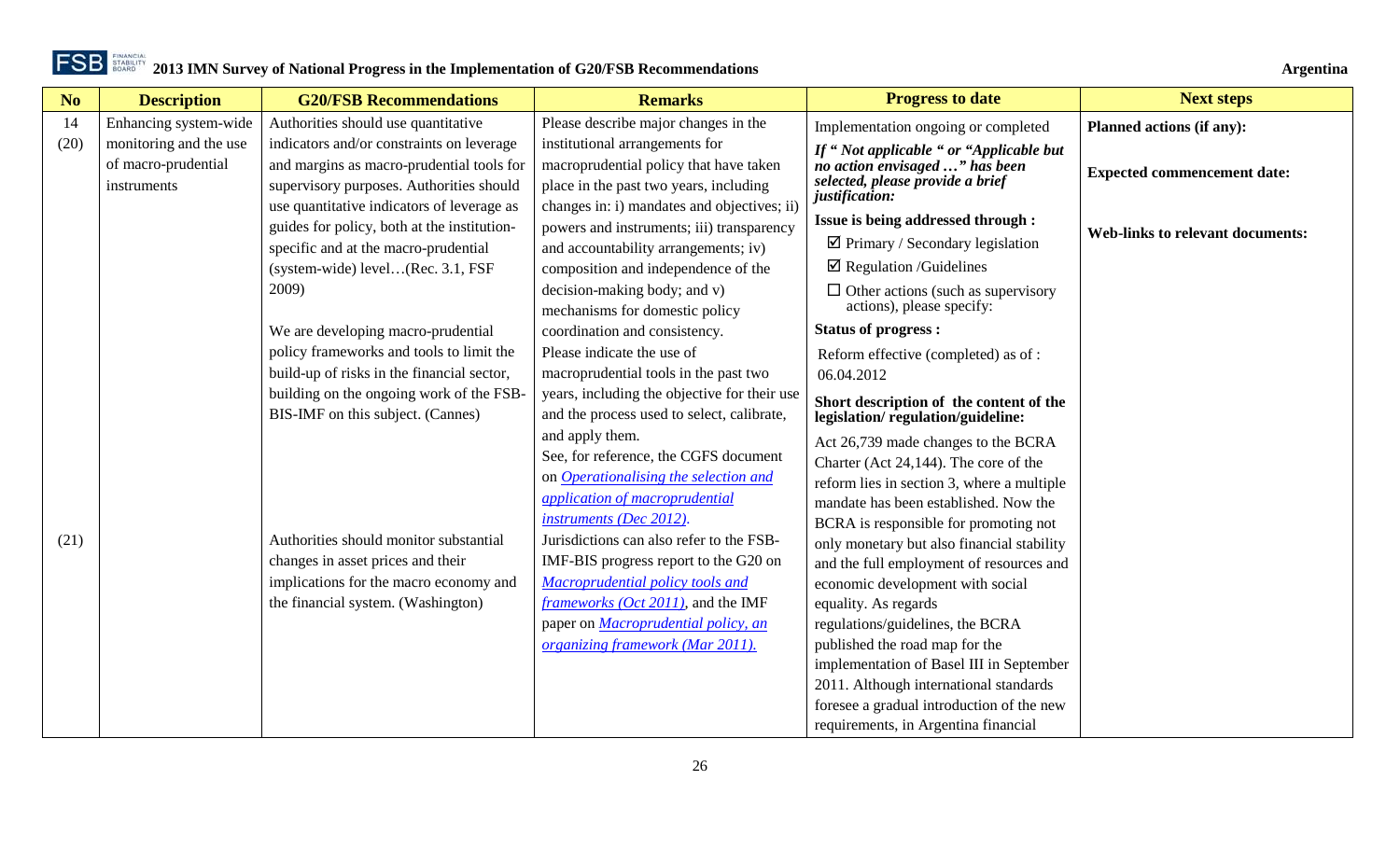**2013 IMN Survey of National Progress in the Implementation of G20/FSB Recommendations** — Argentina

| No | Description | G20/FSB Recommendations | Remarks | Progress to date | Next steps |
|---|---|---|---|---|---|
| 14 (20) | Enhancing system-wide monitoring and the use of macro-prudential instruments | Authorities should use quantitative indicators and/or constraints on leverage and margins as macro-prudential tools for supervisory purposes. Authorities should use quantitative indicators of leverage as guides for policy, both at the institution-specific and at the macro-prudential (system-wide) level…(Rec. 3.1, FSF 2009)<br><br>We are developing macro-prudential policy frameworks and tools to limit the build-up of risks in the financial sector, building on the ongoing work of the FSB-BIS-IMF on this subject. (Cannes) | Please describe major changes in the institutional arrangements for macroprudential policy that have taken place in the past two years, including changes in: i) mandates and objectives; ii) powers and instruments; iii) transparency and accountability arrangements; iv) composition and independence of the decision-making body; and v) mechanisms for domestic policy coordination and consistency.<br>Please indicate the use of macroprudential tools in the past two years, including the objective for their use and the process used to select, calibrate, and apply them.<br>See, for reference, the CGFS document on *Operationalising the selection and application of macroprudential instruments (Dec 2012)*.<br>Jurisdictions can also refer to the FSB-IMF-BIS progress report to the G20 on *Macroprudential policy tools and frameworks (Oct 2011)*, and the IMF paper on *Macroprudential policy, an organizing framework (Mar 2011).* | Implementation ongoing or completed<br>***If " Not applicable " or "Applicable but no action envisaged …" has been selected, please provide a brief justification:***<br>**Issue is being addressed through :**<br>☑ Primary / Secondary legislation<br>☑ Regulation /Guidelines<br>☐ Other actions (such as supervisory actions), please specify:<br>**Status of progress :**<br>Reform effective (completed) as of : 06.04.2012<br>**Short description of the content of the legislation/ regulation/guideline:**<br>Act 26,739 made changes to the BCRA Charter (Act 24,144). The core of the reform lies in section 3, where a multiple mandate has been established. Now the BCRA is responsible for promoting not only monetary but also financial stability and the full employment of resources and economic development with social equality. As regards regulations/guidelines, the BCRA published the road map for the implementation of Basel III in September 2011. Although international standards foresee a gradual introduction of the new requirements, in Argentina financial | **Planned actions (if any):**<br><br>**Expected commencement date:**<br><br>**Web-links to relevant documents:** |
| (21) | | Authorities should monitor substantial changes in asset prices and their implications for the macro economy and the financial system. (Washington) | | | |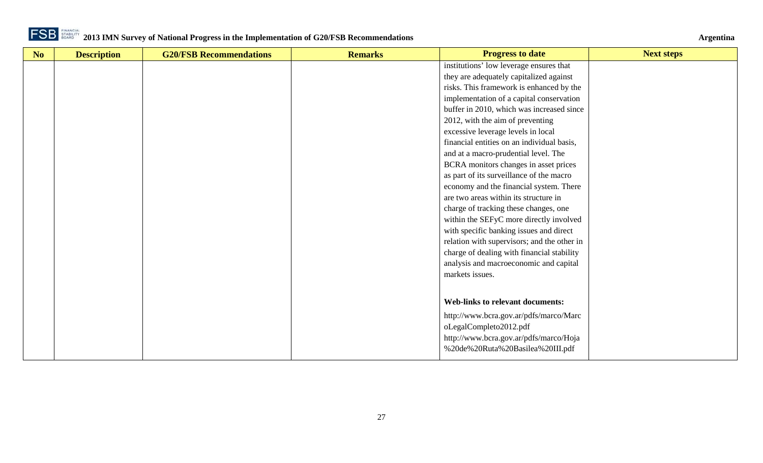| No | Description | G20/FSB Recommendations | Remarks | Progress to date | Next steps |
|---|---|---|---|---|---|
| | | | | institutions' low leverage ensures that they are adequately capitalized against risks. This framework is enhanced by the implementation of a capital conservation buffer in 2010, which was increased since 2012, with the aim of preventing excessive leverage levels in local financial entities on an individual basis, and at a macro-prudential level. The BCRA monitors changes in asset prices as part of its surveillance of the macro economy and the financial system. There are two areas within its structure in charge of tracking these changes, one within the SEFyC more directly involved with specific banking issues and direct relation with supervisors; and the other in charge of dealing with financial stability analysis and macroeconomic and capital markets issues.<br><br>**Web-links to relevant documents:**<br>http://www.bcra.gov.ar/pdfs/marco/MarcoLegalCompleto2012.pdf<br>http://www.bcra.gov.ar/pdfs/marco/Hoja%20de%20Ruta%20Basilea%20III.pdf | |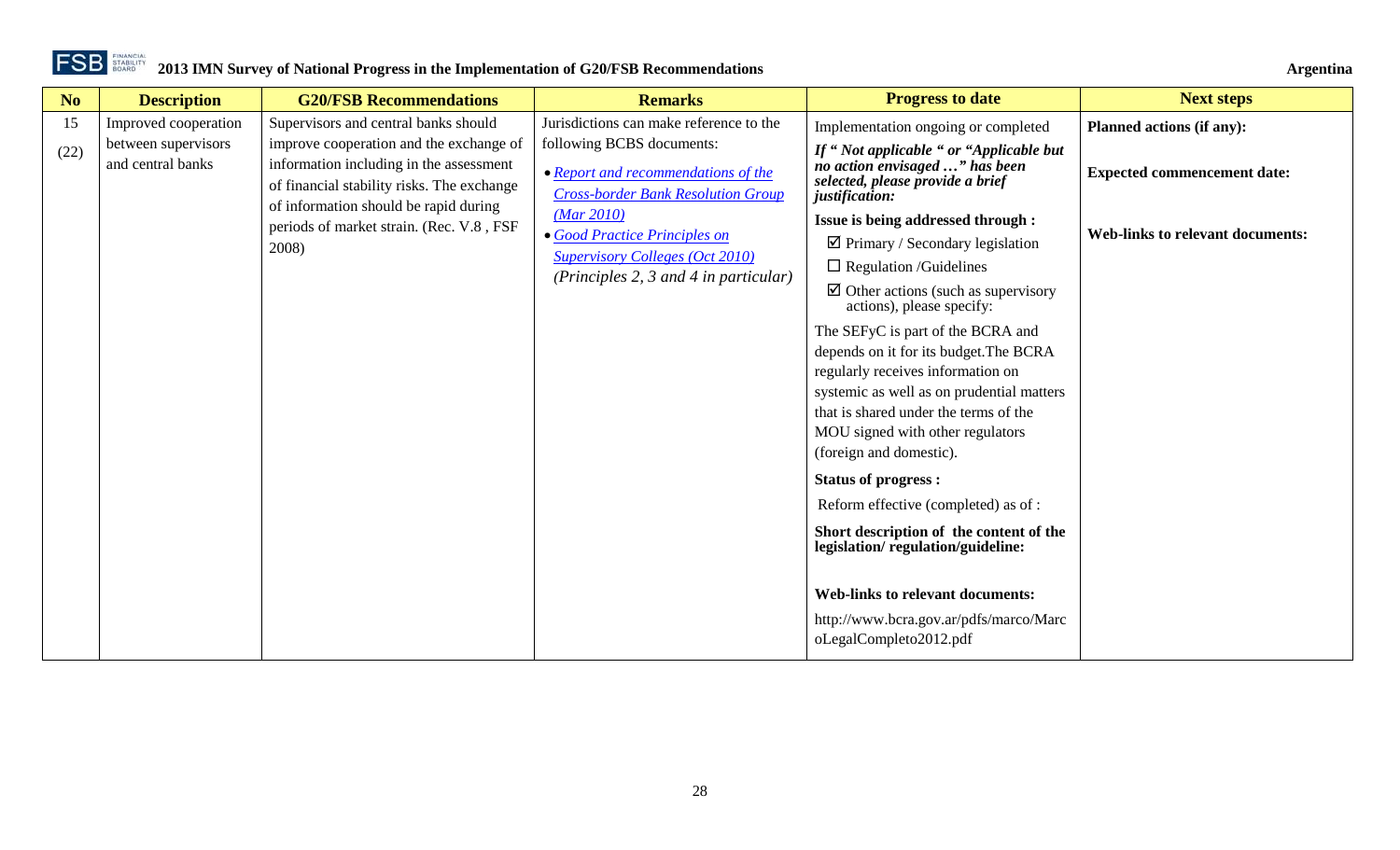| No | Description | G20/FSB Recommendations | Remarks | Progress to date | Next steps |
|---|---|---|---|---|---|
| 15 (22) | Improved cooperation between supervisors and central banks | Supervisors and central banks should improve cooperation and the exchange of information including in the assessment of financial stability risks. The exchange of information should be rapid during periods of market strain. (Rec. V.8 , FSF 2008) | Jurisdictions can make reference to the following BCBS documents: <br>• [Report and recommendations of the Cross-border Bank Resolution Group (Mar 2010)]() <br>• [Good Practice Principles on Supervisory Colleges (Oct 2010)]() *(Principles 2, 3 and 4 in particular)* | Implementation ongoing or completed <br>***If " Not applicable " or "Applicable but no action envisaged …" has been selected, please provide a brief justification:*** <br>**Issue is being addressed through :** <br>☑ Primary / Secondary legislation <br>☐ Regulation /Guidelines <br>☑ Other actions (such as supervisory actions), please specify: <br>The SEFyC is part of the BCRA and depends on it for its budget.The BCRA regularly receives information on systemic as well as on prudential matters that is shared under the terms of the MOU signed with other regulators (foreign and domestic). <br>**Status of progress :** <br>Reform effective (completed) as of : <br>**Short description of the content of the legislation/ regulation/guideline:** <br>**Web-links to relevant documents:** <br>http://www.bcra.gov.ar/pdfs/marco/MarcoLegalCompleto2012.pdf | **Planned actions (if any):** <br>**Expected commencement date:** <br>**Web-links to relevant documents:** |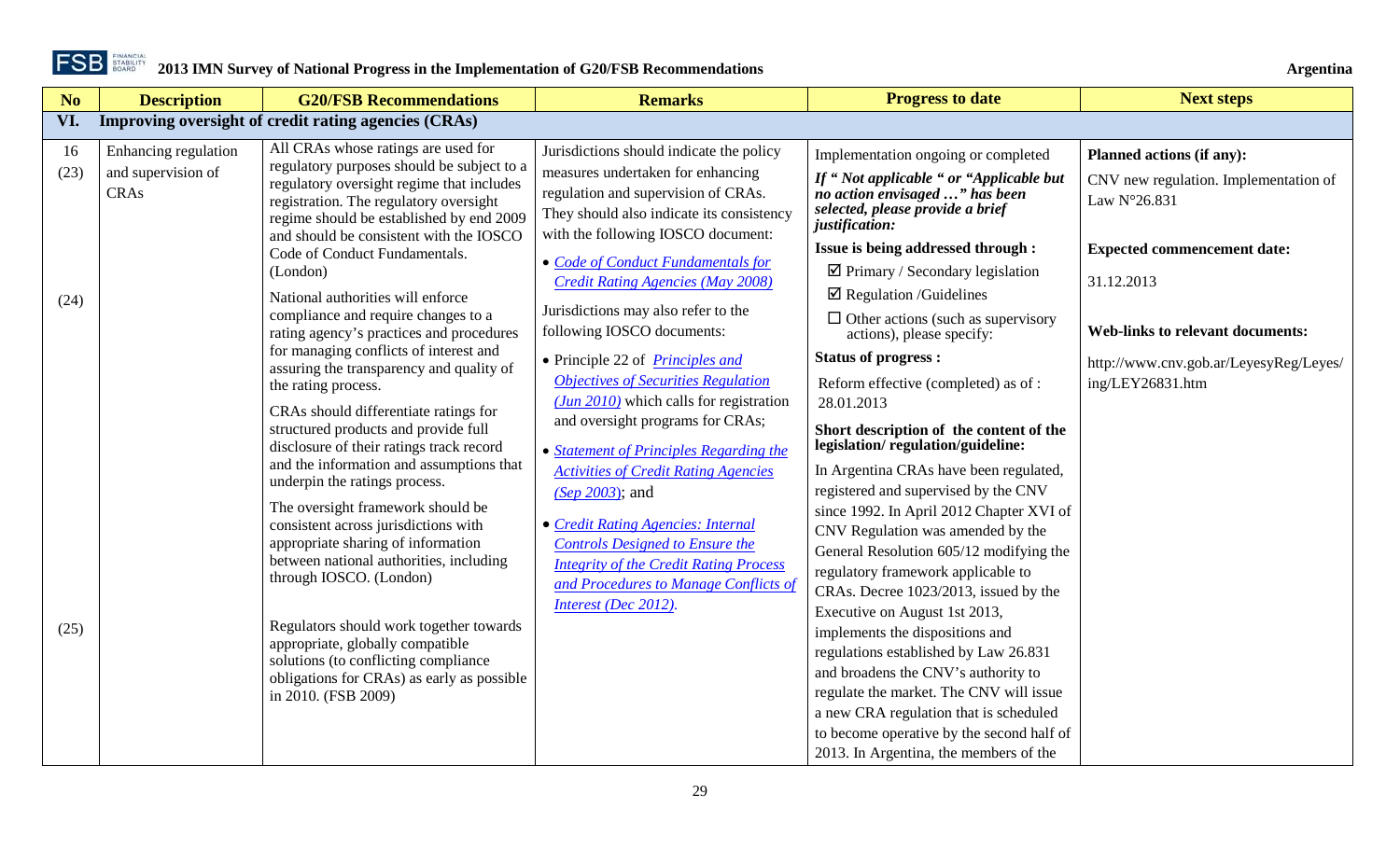| No | Description | G20/FSB Recommendations | Remarks | Progress to date | Next steps |
|---|---|---|---|---|---|
| **VI.** | **Improving oversight of credit rating agencies (CRAs)** | | | | |
| 16 (23) (24) (25) | Enhancing regulation and supervision of CRAs | All CRAs whose ratings are used for regulatory purposes should be subject to a regulatory oversight regime that includes registration. The regulatory oversight regime should be established by end 2009 and should be consistent with the IOSCO Code of Conduct Fundamentals. (London)<br><br>National authorities will enforce compliance and require changes to a rating agency's practices and procedures for managing conflicts of interest and assuring the transparency and quality of the rating process.<br><br>CRAs should differentiate ratings for structured products and provide full disclosure of their ratings track record and the information and assumptions that underpin the ratings process.<br><br>The oversight framework should be consistent across jurisdictions with appropriate sharing of information between national authorities, including through IOSCO. (London)<br><br>Regulators should work together towards appropriate, globally compatible solutions (to conflicting compliance obligations for CRAs) as early as possible in 2010. (FSB 2009) | Jurisdictions should indicate the policy measures undertaken for enhancing regulation and supervision of CRAs. They should also indicate its consistency with the following IOSCO document:<br><br>• *Code of Conduct Fundamentals for Credit Rating Agencies (May 2008)*<br><br>Jurisdictions may also refer to the following IOSCO documents:<br><br>• Principle 22 of *Principles and Objectives of Securities Regulation (Jun 2010)* which calls for registration and oversight programs for CRAs;<br><br>• *Statement of Principles Regarding the Activities of Credit Rating Agencies (Sep 2003)*; and<br><br>• *Credit Rating Agencies: Internal Controls Designed to Ensure the Integrity of the Credit Rating Process and Procedures to Manage Conflicts of Interest (Dec 2012)*. | Implementation ongoing or completed<br><br>***If " Not applicable " or "Applicable but no action envisaged …" has been selected, please provide a brief justification:***<br><br>**Issue is being addressed through :**<br><br>☑ Primary / Secondary legislation<br><br>☑ Regulation /Guidelines<br><br>☐ Other actions (such as supervisory actions), please specify:<br><br>**Status of progress :**<br><br>Reform effective (completed) as of : 28.01.2013<br><br>**Short description of the content of the legislation/ regulation/guideline:**<br><br>In Argentina CRAs have been regulated, registered and supervised by the CNV since 1992. In April 2012 Chapter XVI of CNV Regulation was amended by the General Resolution 605/12 modifying the regulatory framework applicable to CRAs. Decree 1023/2013, issued by the Executive on August 1st 2013, implements the dispositions and regulations established by Law 26.831 and broadens the CNV's authority to regulate the market. The CNV will issue a new CRA regulation that is scheduled to become operative by the second half of 2013. In Argentina, the members of the | **Planned actions (if any):**<br><br>CNV new regulation. Implementation of Law N°26.831<br><br>**Expected commencement date:**<br><br>31.12.2013<br><br>**Web-links to relevant documents:**<br><br>http://www.cnv.gob.ar/LeyesyReg/Leyes/ing/LEY26831.htm |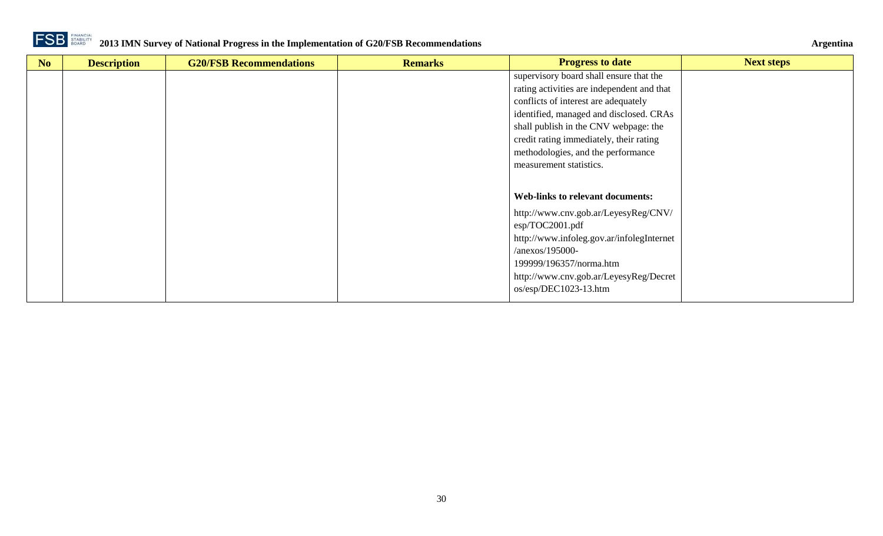| No | Description | G20/FSB Recommendations | Remarks | Progress to date | Next steps |
|---|---|---|---|---|---|
| | | | | supervisory board shall ensure that the rating activities are independent and that conflicts of interest are adequately identified, managed and disclosed. CRAs shall publish in the CNV webpage: the credit rating immediately, their rating methodologies, and the performance measurement statistics.<br><br>**Web-links to relevant documents:**<br><br>http://www.cnv.gob.ar/LeyesyReg/CNV/esp/TOC2001.pdf<br>http://www.infoleg.gov.ar/infolegInternet/anexos/195000-199999/196357/norma.htm<br>http://www.cnv.gob.ar/LeyesyReg/Decretos/esp/DEC1023-13.htm | |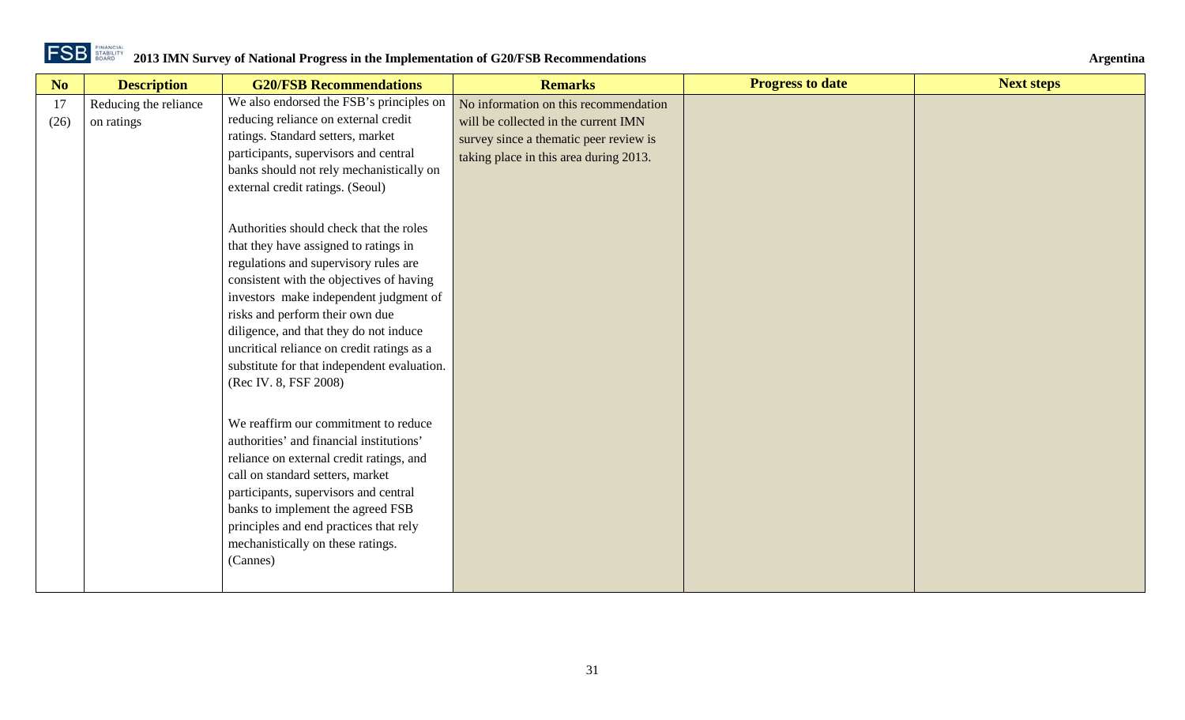| No | Description | G20/FSB Recommendations | Remarks | Progress to date | Next steps |
|---|---|---|---|---|---|
| 17 (26) | Reducing the reliance on ratings | We also endorsed the FSB's principles on reducing reliance on external credit ratings. Standard setters, market participants, supervisors and central banks should not rely mechanistically on external credit ratings. (Seoul)<br><br>Authorities should check that the roles that they have assigned to ratings in regulations and supervisory rules are consistent with the objectives of having investors make independent judgment of risks and perform their own due diligence, and that they do not induce uncritical reliance on credit ratings as a substitute for that independent evaluation. (Rec IV. 8, FSF 2008)<br><br>We reaffirm our commitment to reduce authorities' and financial institutions' reliance on external credit ratings, and call on standard setters, market participants, supervisors and central banks to implement the agreed FSB principles and end practices that rely mechanistically on these ratings. (Cannes) | No information on this recommendation will be collected in the current IMN survey since a thematic peer review is taking place in this area during 2013. | | |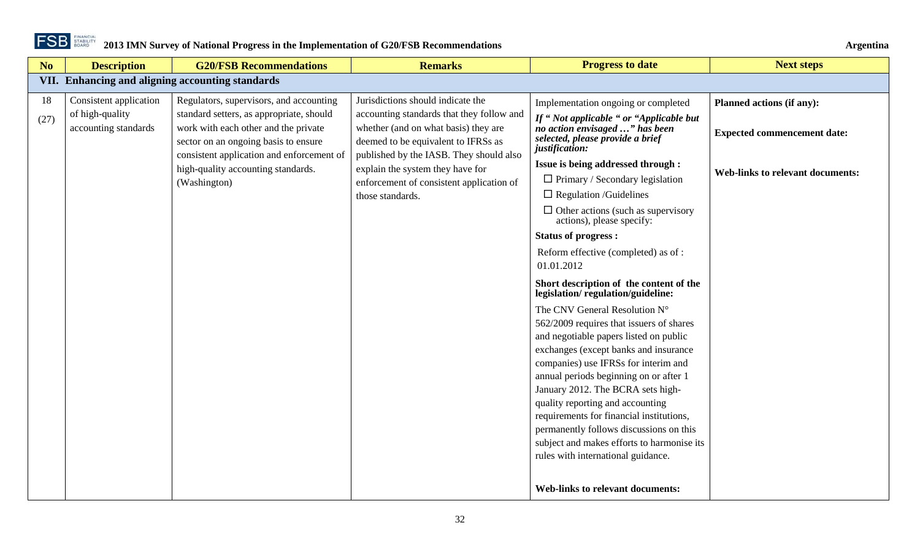| No | Description | G20/FSB Recommendations | Remarks | Progress to date | Next steps |
|---|---|---|---|---|---|
| **VII. Enhancing and aligning accounting standards** | | | | | |
| 18 (27) | Consistent application of high-quality accounting standards | Regulators, supervisors, and accounting standard setters, as appropriate, should work with each other and the private sector on an ongoing basis to ensure consistent application and enforcement of high-quality accounting standards. (Washington) | Jurisdictions should indicate the accounting standards that they follow and whether (and on what basis) they are deemed to be equivalent to IFRSs as published by the IASB. They should also explain the system they have for enforcement of consistent application of those standards. | Implementation ongoing or completed<br>***If " Not applicable " or "Applicable but no action envisaged …" has been selected, please provide a brief justification:***<br>**Issue is being addressed through :**<br>☐ Primary / Secondary legislation<br>☐ Regulation /Guidelines<br>☐ Other actions (such as supervisory actions), please specify:<br>**Status of progress :**<br>Reform effective (completed) as of : 01.01.2012<br>**Short description of the content of the legislation/ regulation/guideline:**<br>The CNV General Resolution N° 562/2009 requires that issuers of shares and negotiable papers listed on public exchanges (except banks and insurance companies) use IFRSs for interim and annual periods beginning on or after 1 January 2012. The BCRA sets high-quality reporting and accounting requirements for financial institutions, permanently follows discussions on this subject and makes efforts to harmonise its rules with international guidance.<br>**Web-links to relevant documents:** | **Planned actions (if any):**<br>**Expected commencement date:**<br>**Web-links to relevant documents:** |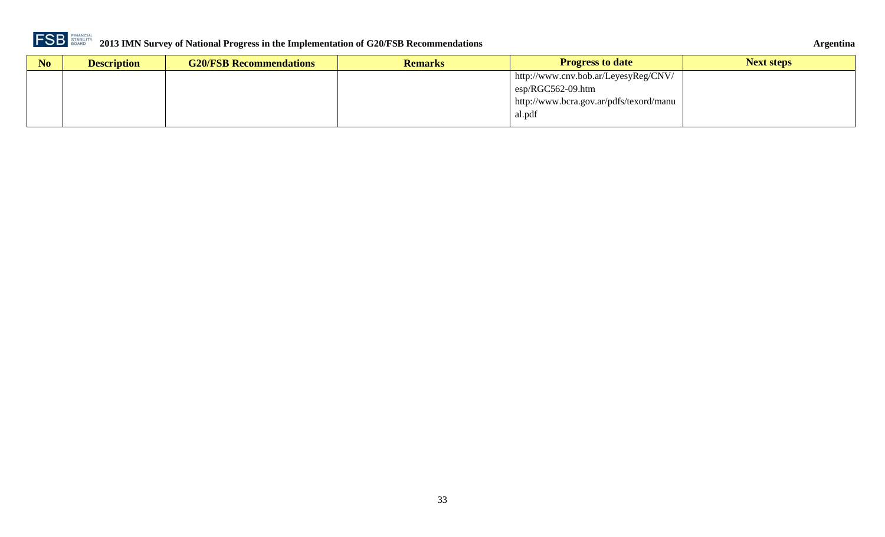| No | Description | G20/FSB Recommendations | Remarks | Progress to date | Next steps |
|---|---|---|---|---|---|
| | | | | http://www.cnv.bob.ar/LeyesyReg/CNV/esp/RGC562-09.htm<br>http://www.bcra.gov.ar/pdfs/texord/manual.pdf | |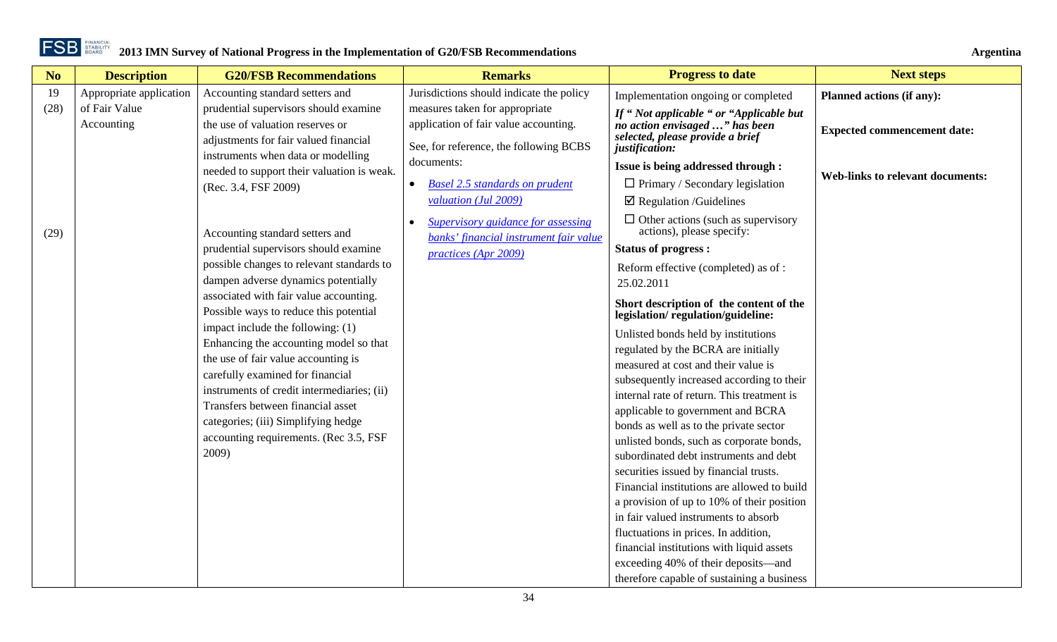| No | Description | G20/FSB Recommendations | Remarks | Progress to date | Next steps |
|---|---|---|---|---|---|
| 19 (28) | Appropriate application of Fair Value Accounting | Accounting standard setters and prudential supervisors should examine the use of valuation reserves or adjustments for fair valued financial instruments when data or modelling needed to support their valuation is weak. (Rec. 3.4, FSF 2009) | Jurisdictions should indicate the policy measures taken for appropriate application of fair value accounting.<br><br>See, for reference, the following BCBS documents:<br>• *Basel 2.5 standards on prudent valuation (Jul 2009)*<br>• *Supervisory guidance for assessing banks' financial instrument fair value practices (Apr 2009)* | Implementation ongoing or completed<br><br>***If " Not applicable " or "Applicable but no action envisaged …" has been selected, please provide a brief justification:***<br><br>**Issue is being addressed through :**<br>☐ Primary / Secondary legislation<br>☑ Regulation /Guidelines<br>☐ Other actions (such as supervisory actions), please specify:<br><br>**Status of progress :**<br>Reform effective (completed) as of : 25.02.2011<br><br>**Short description of the content of the legislation/ regulation/guideline:**<br>Unlisted bonds held by institutions regulated by the BCRA are initially measured at cost and their value is subsequently increased according to their internal rate of return. This treatment is applicable to government and BCRA bonds as well as to the private sector unlisted bonds, such as corporate bonds, subordinated debt instruments and debt securities issued by financial trusts. Financial institutions are allowed to build a provision of up to 10% of their position in fair valued instruments to absorb fluctuations in prices. In addition, financial institutions with liquid assets exceeding 40% of their deposits—and therefore capable of sustaining a business | **Planned actions (if any):**<br><br>**Expected commencement date:**<br><br>**Web-links to relevant documents:** |
| (29) | | Accounting standard setters and prudential supervisors should examine possible changes to relevant standards to dampen adverse dynamics potentially associated with fair value accounting. Possible ways to reduce this potential impact include the following: (1) Enhancing the accounting model so that the use of fair value accounting is carefully examined for financial instruments of credit intermediaries; (ii) Transfers between financial asset categories; (iii) Simplifying hedge accounting requirements. (Rec 3.5, FSF 2009) | | | |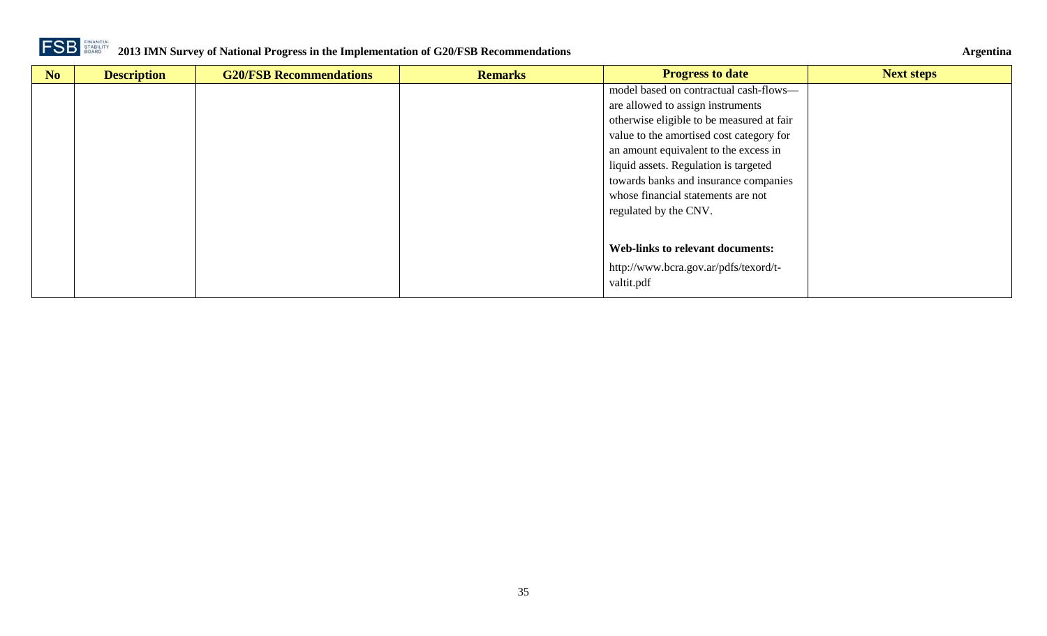| No | Description | G20/FSB Recommendations | Remarks | Progress to date | Next steps |
| --- | --- | --- | --- | --- | --- |
| | | | | model based on contractual cash-flows—are allowed to assign instruments otherwise eligible to be measured at fair value to the amortised cost category for an amount equivalent to the excess in liquid assets. Regulation is targeted towards banks and insurance companies whose financial statements are not regulated by the CNV.<br><br>**Web-links to relevant documents:**<br>http://www.bcra.gov.ar/pdfs/texord/t-valtit.pdf | |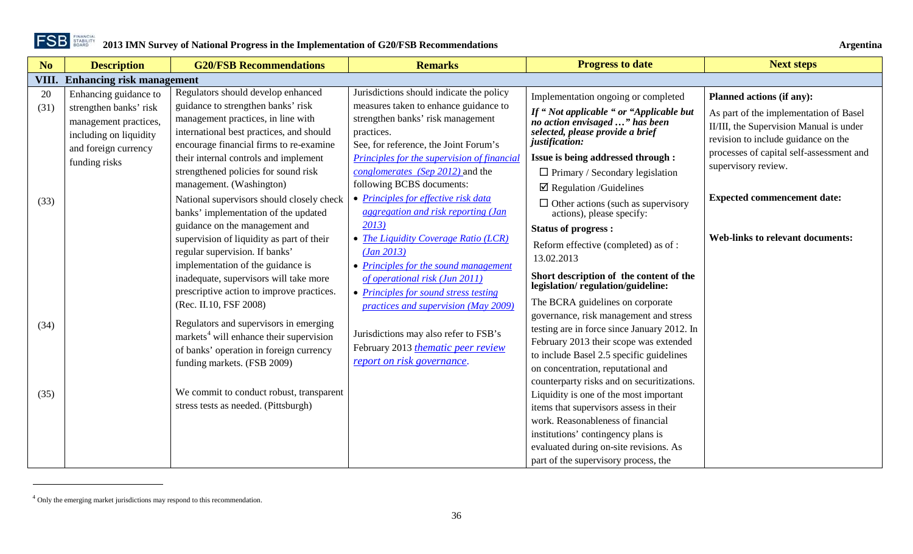| No | Description | G20/FSB Recommendations | Remarks | Progress to date | Next steps |
|---|---|---|---|---|---|
| **VIII. Enhancing risk management** | | | | | |
| 20<br>(31)<br><br><br><br><br><br>(33)<br><br><br><br><br><br><br><br><br>(34)<br><br><br><br><br>(35) | Enhancing guidance to strengthen banks' risk management practices, including on liquidity and foreign currency funding risks | Regulators should develop enhanced guidance to strengthen banks' risk management practices, in line with international best practices, and should encourage financial firms to re-examine their internal controls and implement strengthened policies for sound risk management. (Washington)<br><br>National supervisors should closely check banks' implementation of the updated guidance on the management and supervision of liquidity as part of their regular supervision. If banks' implementation of the guidance is inadequate, supervisors will take more prescriptive action to improve practices. (Rec. II.10, FSF 2008)<br><br>Regulators and supervisors in emerging markets[4] will enhance their supervision of banks' operation in foreign currency funding markets. (FSB 2009)<br><br>We commit to conduct robust, transparent stress tests as needed. (Pittsburgh) | Jurisdictions should indicate the policy measures taken to enhance guidance to strengthen banks' risk management practices.<br>See, for reference, the Joint Forum's *Principles for the supervision of financial conglomerates (Sep 2012)* and the following BCBS documents:<br>• *Principles for effective risk data aggregation and risk reporting (Jan 2013)*<br>• *The Liquidity Coverage Ratio (LCR) (Jan 2013)*<br>• *Principles for the sound management of operational risk (Jun 2011)*<br>• *Principles for sound stress testing practices and supervision (May 2009)*<br><br>Jurisdictions may also refer to FSB's February 2013 *thematic peer review report on risk governance*. | Implementation ongoing or completed<br>***If " Not applicable " or "Applicable but no action envisaged …" has been selected, please provide a brief justification:***<br>**Issue is being addressed through :**<br>☐ Primary / Secondary legislation<br>☑ Regulation /Guidelines<br>☐ Other actions (such as supervisory actions), please specify:<br>**Status of progress :**<br>Reform effective (completed) as of :<br>13.02.2013<br>**Short description of the content of the legislation/ regulation/guideline:**<br>The BCRA guidelines on corporate governance, risk management and stress testing are in force since January 2012. In February 2013 their scope was extended to include Basel 2.5 specific guidelines on concentration, reputational and counterparty risks and on securitizations. Liquidity is one of the most important items that supervisors assess in their work. Reasonableness of financial institutions' contingency plans is evaluated during on-site revisions. As part of the supervisory process, the | **Planned actions (if any):**<br>As part of the implementation of Basel II/III, the Supervision Manual is under revision to include guidance on the processes of capital self-assessment and supervisory review.<br><br>**Expected commencement date:**<br><br>**Web-links to relevant documents:** |

[4] Only the emerging market jurisdictions may respond to this recommendation.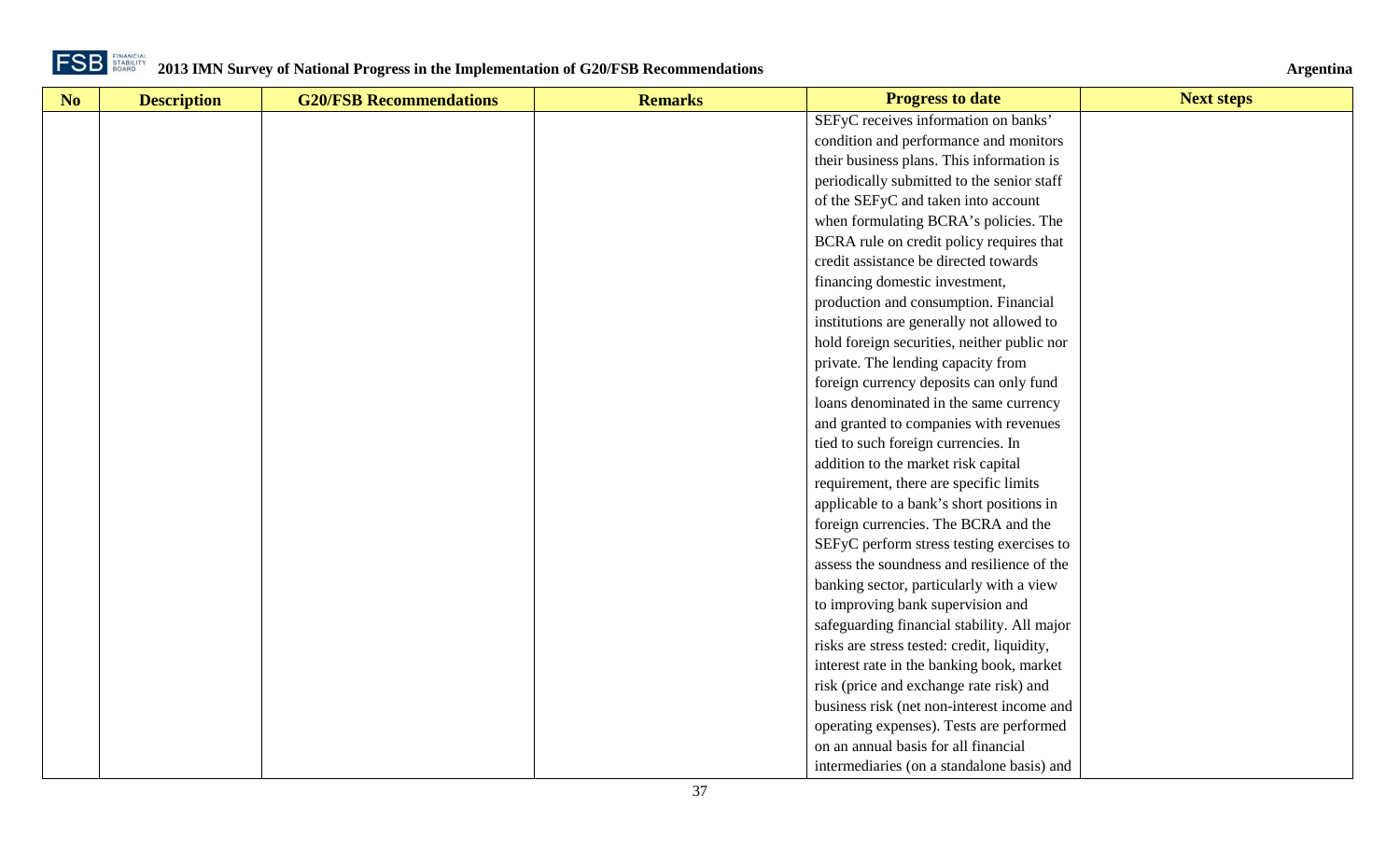| No | Description | G20/FSB Recommendations | Remarks | Progress to date | Next steps |
|---|---|---|---|---|---|
| | | | | SEFyC receives information on banks' condition and performance and monitors their business plans. This information is periodically submitted to the senior staff of the SEFyC and taken into account when formulating BCRA's policies. The BCRA rule on credit policy requires that credit assistance be directed towards financing domestic investment, production and consumption. Financial institutions are generally not allowed to hold foreign securities, neither public nor private. The lending capacity from foreign currency deposits can only fund loans denominated in the same currency and granted to companies with revenues tied to such foreign currencies. In addition to the market risk capital requirement, there are specific limits applicable to a bank's short positions in foreign currencies. The BCRA and the SEFyC perform stress testing exercises to assess the soundness and resilience of the banking sector, particularly with a view to improving bank supervision and safeguarding financial stability. All major risks are stress tested: credit, liquidity, interest rate in the banking book, market risk (price and exchange rate risk) and business risk (net non-interest income and operating expenses). Tests are performed on an annual basis for all financial intermediaries (on a standalone basis) and | |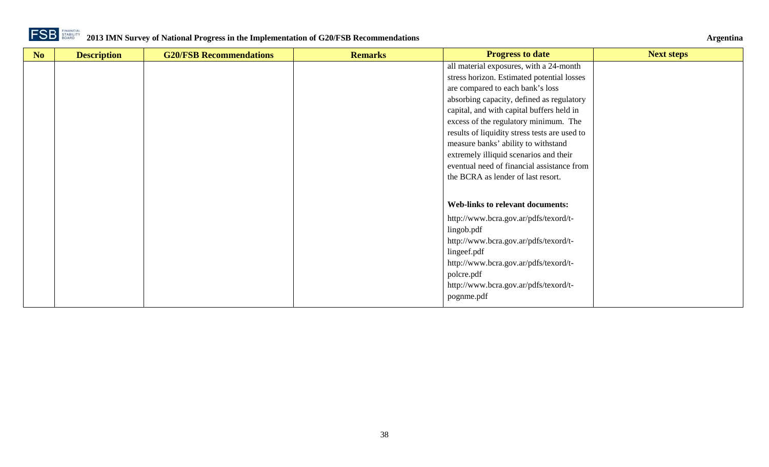| No | Description | G20/FSB Recommendations | Remarks | Progress to date | Next steps |
|---|---|---|---|---|---|
| | | | | all material exposures, with a 24-month stress horizon. Estimated potential losses are compared to each bank's loss absorbing capacity, defined as regulatory capital, and with capital buffers held in excess of the regulatory minimum. The results of liquidity stress tests are used to measure banks' ability to withstand extremely illiquid scenarios and their eventual need of financial assistance from the BCRA as lender of last resort.<br><br>**Web-links to relevant documents:**<br><br>http://www.bcra.gov.ar/pdfs/texord/t-lingob.pdf<br>http://www.bcra.gov.ar/pdfs/texord/t-lingeef.pdf<br>http://www.bcra.gov.ar/pdfs/texord/t-polcre.pdf<br>http://www.bcra.gov.ar/pdfs/texord/t-pognme.pdf | |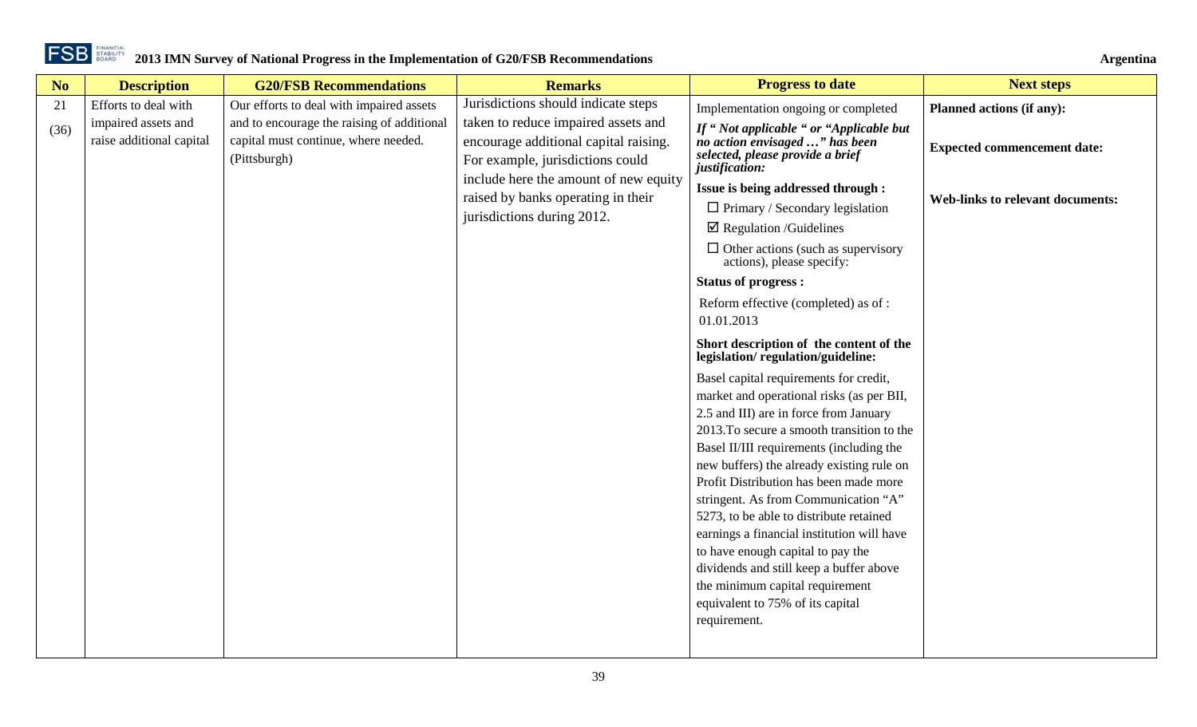| No | Description | G20/FSB Recommendations | Remarks | Progress to date | Next steps |
|---|---|---|---|---|---|
| 21 (36) | Efforts to deal with impaired assets and raise additional capital | Our efforts to deal with impaired assets and to encourage the raising of additional capital must continue, where needed. (Pittsburgh) | Jurisdictions should indicate steps taken to reduce impaired assets and encourage additional capital raising. For example, jurisdictions could include here the amount of new equity raised by banks operating in their jurisdictions during 2012. | Implementation ongoing or completed<br><br>***If " Not applicable " or "Applicable but no action envisaged …" has been selected, please provide a brief justification:***<br><br>**Issue is being addressed through :**<br>☐ Primary / Secondary legislation<br>☑ Regulation /Guidelines<br>☐ Other actions (such as supervisory actions), please specify:<br><br>**Status of progress :**<br>Reform effective (completed) as of : 01.01.2013<br><br>**Short description of the content of the legislation/ regulation/guideline:**<br>Basel capital requirements for credit, market and operational risks (as per BII, 2.5 and III) are in force from January 2013.To secure a smooth transition to the Basel II/III requirements (including the new buffers) the already existing rule on Profit Distribution has been made more stringent. As from Communication "A" 5273, to be able to distribute retained earnings a financial institution will have to have enough capital to pay the dividends and still keep a buffer above the minimum capital requirement equivalent to 75% of its capital requirement. | **Planned actions (if any):**<br><br>**Expected commencement date:**<br><br>**Web-links to relevant documents:** |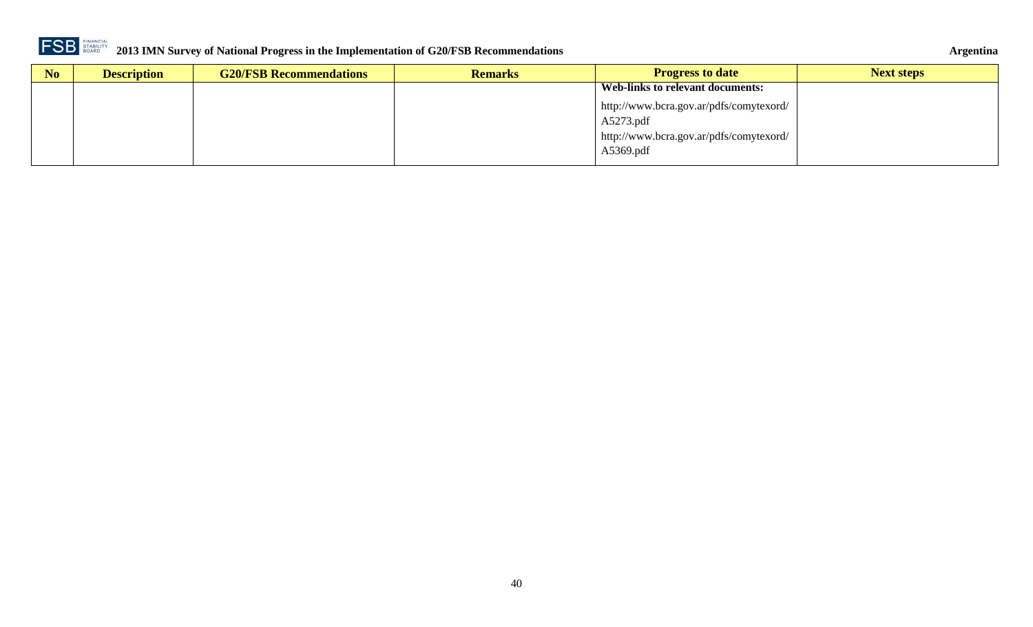| No | Description | G20/FSB Recommendations | Remarks | Progress to date | Next steps |
| --- | --- | --- | --- | --- | --- |
| | | | | **Web-links to relevant documents:**<br><br>http://www.bcra.gov.ar/pdfs/comytexord/A5273.pdf<br><br>http://www.bcra.gov.ar/pdfs/comytexord/A5369.pdf | |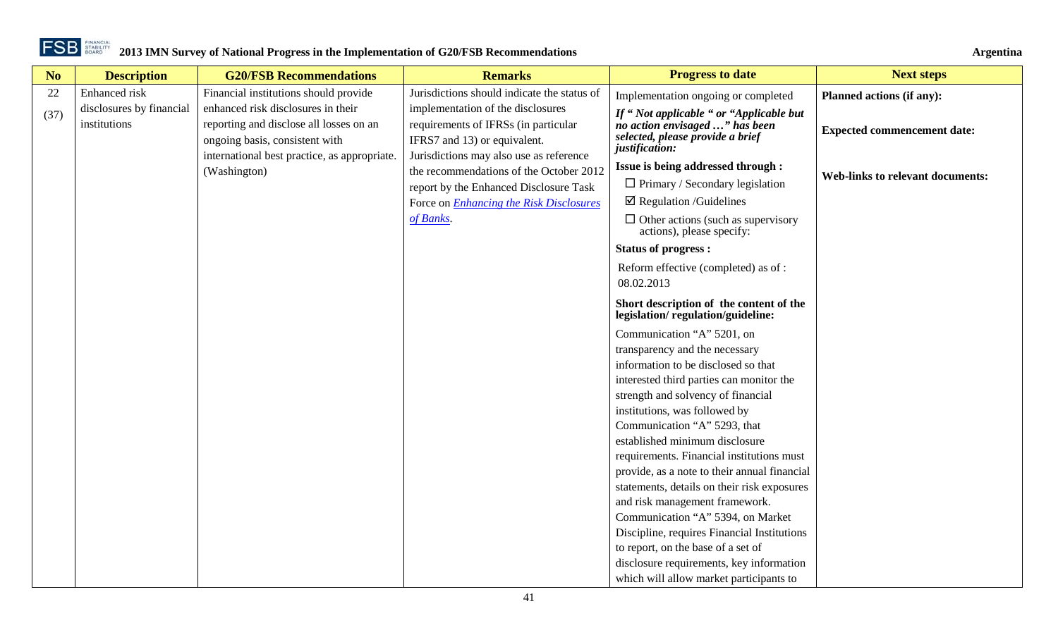| No | Description | G20/FSB Recommendations | Remarks | Progress to date | Next steps |
|---|---|---|---|---|---|
| 22 (37) | Enhanced risk disclosures by financial institutions | Financial institutions should provide enhanced risk disclosures in their reporting and disclose all losses on an ongoing basis, consistent with international best practice, as appropriate. (Washington) | Jurisdictions should indicate the status of implementation of the disclosures requirements of IFRSs (in particular IFRS7 and 13) or equivalent. Jurisdictions may also use as reference the recommendations of the October 2012 report by the Enhanced Disclosure Task Force on *Enhancing the Risk Disclosures of Banks*. | Implementation ongoing or completed<br>***If " Not applicable " or "Applicable but no action envisaged …" has been selected, please provide a brief justification:***<br>**Issue is being addressed through :**<br>☐ Primary / Secondary legislation<br>☑ Regulation /Guidelines<br>☐ Other actions (such as supervisory actions), please specify:<br>**Status of progress :**<br>Reform effective (completed) as of : 08.02.2013<br>**Short description of the content of the legislation/ regulation/guideline:**<br>Communication "A" 5201, on transparency and the necessary information to be disclosed so that interested third parties can monitor the strength and solvency of financial institutions, was followed by Communication "A" 5293, that established minimum disclosure requirements. Financial institutions must provide, as a note to their annual financial statements, details on their risk exposures and risk management framework. Communication "A" 5394, on Market Discipline, requires Financial Institutions to report, on the base of a set of disclosure requirements, key information which will allow market participants to | **Planned actions (if any):**<br><br>**Expected commencement date:**<br><br>**Web-links to relevant documents:** |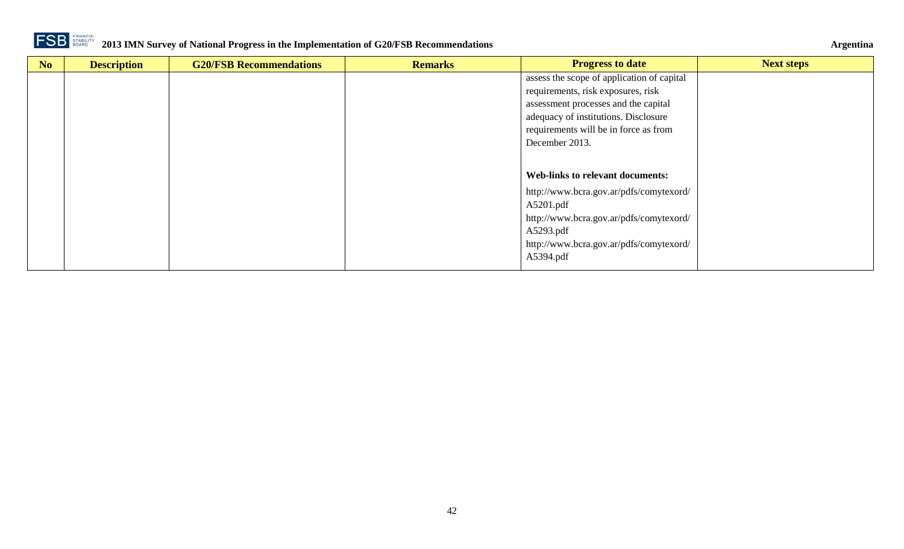| No | Description | G20/FSB Recommendations | Remarks | Progress to date | Next steps |
|---|---|---|---|---|---|
| | | | | assess the scope of application of capital requirements, risk exposures, risk assessment processes and the capital adequacy of institutions. Disclosure requirements will be in force as from December 2013.<br><br>**Web-links to relevant documents:**<br>http://www.bcra.gov.ar/pdfs/comytexord/A5201.pdf<br>http://www.bcra.gov.ar/pdfs/comytexord/A5293.pdf<br>http://www.bcra.gov.ar/pdfs/comytexord/A5394.pdf | |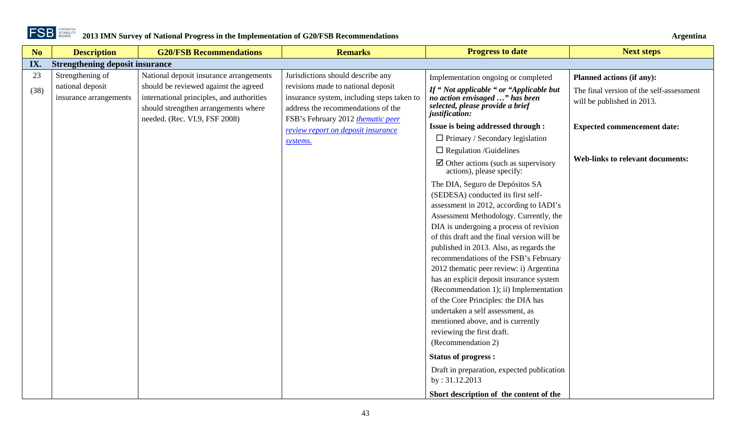| No | Description | G20/FSB Recommendations | Remarks | Progress to date | Next steps |
|---|---|---|---|---|---|
| **IX.** | **Strengthening deposit insurance** | | | | |
| 23 (38) | Strengthening of national deposit insurance arrangements | National deposit insurance arrangements should be reviewed against the agreed international principles, and authorities should strengthen arrangements where needed. (Rec. VI.9, FSF 2008) | Jurisdictions should describe any revisions made to national deposit insurance system, including steps taken to address the recommendations of the FSB's February 2012 *thematic peer review report on deposit insurance systems.* | Implementation ongoing or completed<br>***If " Not applicable " or "Applicable but no action envisaged …" has been selected, please provide a brief justification:***<br>**Issue is being addressed through :**<br>☐ Primary / Secondary legislation<br>☐ Regulation /Guidelines<br>☑ Other actions (such as supervisory actions), please specify:<br>The DIA, Seguro de Depósitos SA (SEDESA) conducted its first self-assessment in 2012, according to IADI's Assessment Methodology. Currently, the DIA is undergoing a process of revision of this draft and the final version will be published in 2013. Also, as regards the recommendations of the FSB's February 2012 thematic peer review: i) Argentina has an explicit deposit insurance system (Recommendation 1); ii) Implementation of the Core Principles: the DIA has undertaken a self assessment, as mentioned above, and is currently reviewing the first draft. (Recommendation 2)<br>**Status of progress :**<br>Draft in preparation, expected publication by : 31.12.2013<br>**Short description of the content of the** | **Planned actions (if any):**<br>The final version of the self-assessment will be published in 2013.<br>**Expected commencement date:**<br>**Web-links to relevant documents:** |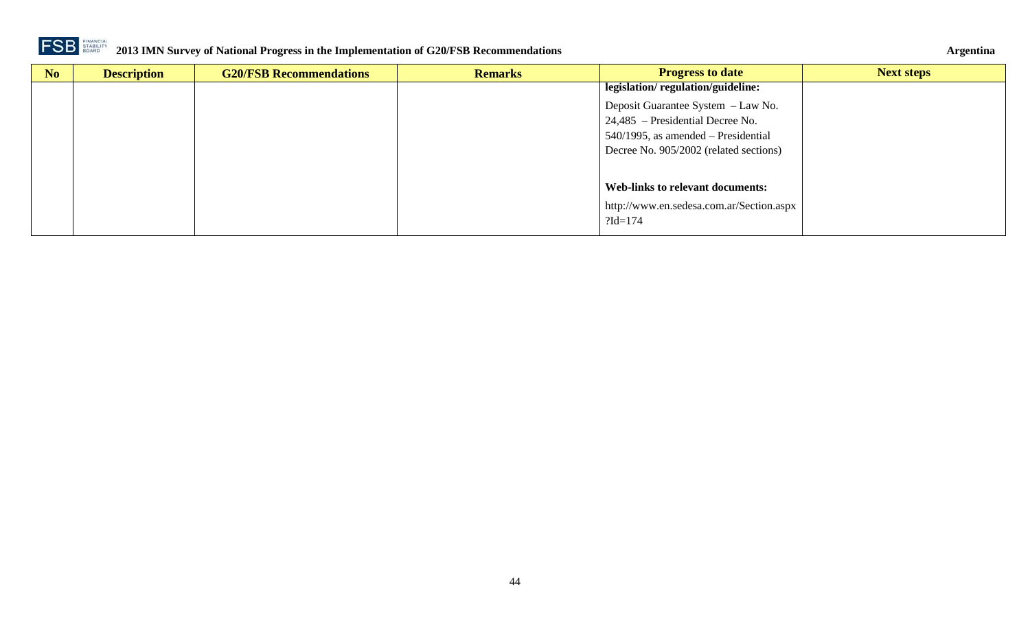| No | Description | G20/FSB Recommendations | Remarks | Progress to date | Next steps |
|---|---|---|---|---|---|
| | | | | **legislation/ regulation/guideline:**<br><br>Deposit Guarantee System – Law No. 24,485 – Presidential Decree No. 540/1995, as amended – Presidential Decree No. 905/2002 (related sections)<br><br>**Web-links to relevant documents:**<br><br>http://www.en.sedesa.com.ar/Section.aspx?Id=174 | |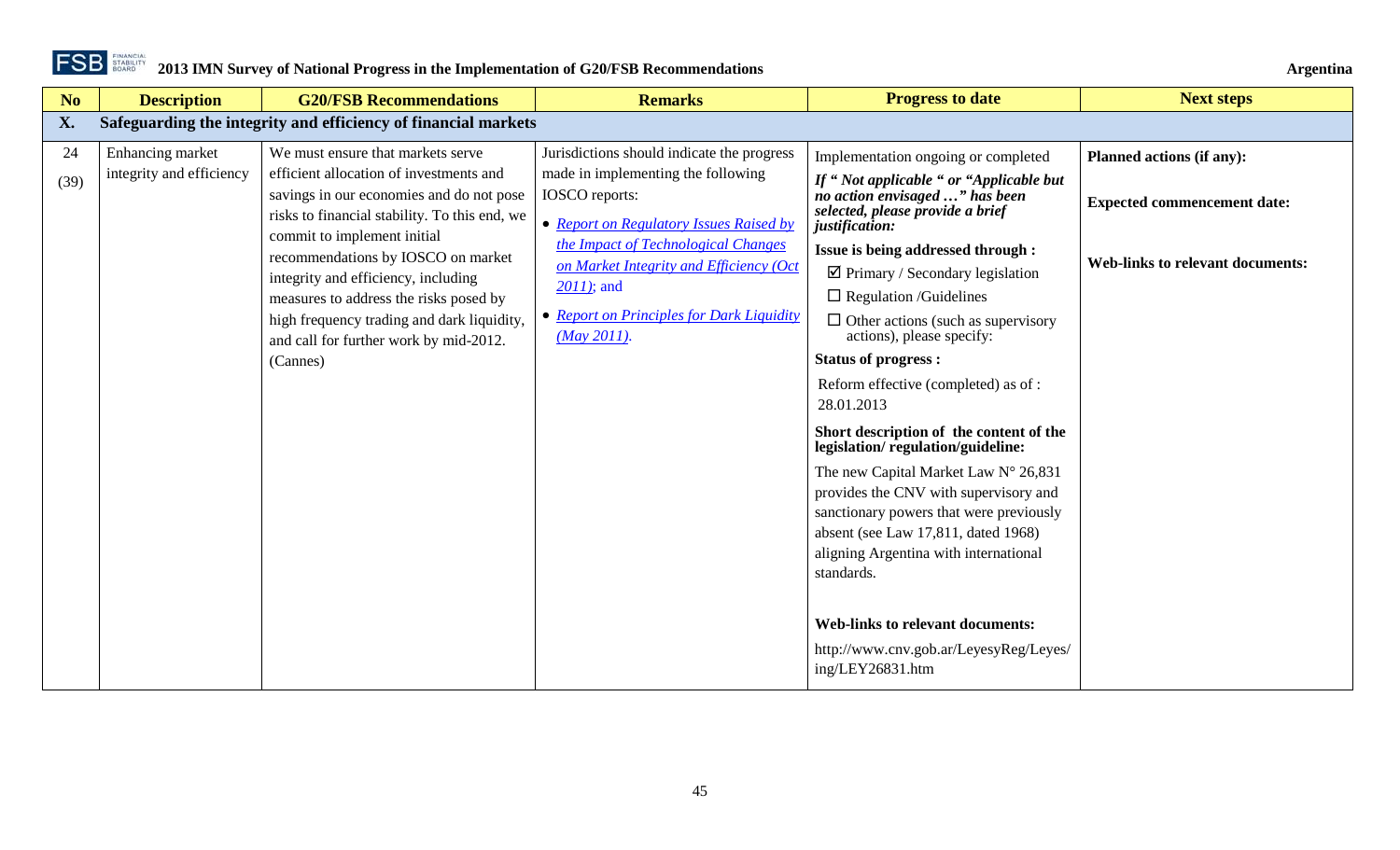| No | Description | G20/FSB Recommendations | Remarks | Progress to date | Next steps |
|---|---|---|---|---|---|
| **X.** | **Safeguarding the integrity and efficiency of financial markets** | | | | |
| 24 (39) | Enhancing market integrity and efficiency | We must ensure that markets serve efficient allocation of investments and savings in our economies and do not pose risks to financial stability. To this end, we commit to implement initial recommendations by IOSCO on market integrity and efficiency, including measures to address the risks posed by high frequency trading and dark liquidity, and call for further work by mid-2012. (Cannes) | Jurisdictions should indicate the progress made in implementing the following IOSCO reports:<br>• *Report on Regulatory Issues Raised by the Impact of Technological Changes on Market Integrity and Efficiency (Oct 2011)*; and<br>• *Report on Principles for Dark Liquidity (May 2011)*. | Implementation ongoing or completed<br>***If " Not applicable " or "Applicable but no action envisaged …" has been selected, please provide a brief justification:***<br>**Issue is being addressed through :**<br>☑ Primary / Secondary legislation<br>☐ Regulation /Guidelines<br>☐ Other actions (such as supervisory actions), please specify:<br>**Status of progress :**<br>Reform effective (completed) as of : 28.01.2013<br>**Short description of the content of the legislation/ regulation/guideline:**<br>The new Capital Market Law N° 26,831 provides the CNV with supervisory and sanctionary powers that were previously absent (see Law 17,811, dated 1968) aligning Argentina with international standards.<br>**Web-links to relevant documents:**<br>http://www.cnv.gob.ar/LeyesyReg/Leyes/ing/LEY26831.htm | **Planned actions (if any):**<br>**Expected commencement date:**<br>**Web-links to relevant documents:** |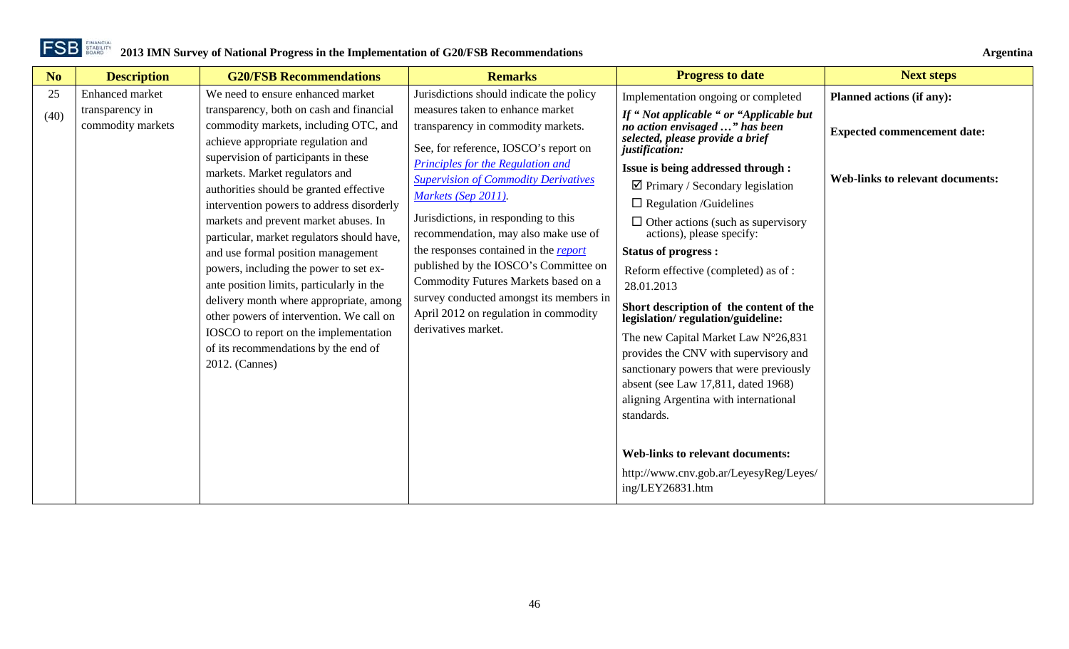| No | Description | G20/FSB Recommendations | Remarks | Progress to date | Next steps |
|---|---|---|---|---|---|
| 25 (40) | Enhanced market transparency in commodity markets | We need to ensure enhanced market transparency, both on cash and financial commodity markets, including OTC, and achieve appropriate regulation and supervision of participants in these markets. Market regulators and authorities should be granted effective intervention powers to address disorderly markets and prevent market abuses. In particular, market regulators should have, and use formal position management powers, including the power to set ex-ante position limits, particularly in the delivery month where appropriate, among other powers of intervention. We call on IOSCO to report on the implementation of its recommendations by the end of 2012. (Cannes) | Jurisdictions should indicate the policy measures taken to enhance market transparency in commodity markets.<br><br>See, for reference, IOSCO's report on *Principles for the Regulation and Supervision of Commodity Derivatives Markets (Sep 2011)*.<br><br>Jurisdictions, in responding to this recommendation, may also make use of the responses contained in the *report* published by the IOSCO's Committee on Commodity Futures Markets based on a survey conducted amongst its members in April 2012 on regulation in commodity derivatives market. | Implementation ongoing or completed<br><br>***If " Not applicable " or "Applicable but no action envisaged …" has been selected, please provide a brief justification:***<br><br>**Issue is being addressed through :**<br>☑ Primary / Secondary legislation<br>☐ Regulation /Guidelines<br>☐ Other actions (such as supervisory actions), please specify:<br><br>**Status of progress :**<br>Reform effective (completed) as of : 28.01.2013<br><br>**Short description of the content of the legislation/ regulation/guideline:**<br>The new Capital Market Law N°26,831 provides the CNV with supervisory and sanctionary powers that were previously absent (see Law 17,811, dated 1968) aligning Argentina with international standards.<br><br>**Web-links to relevant documents:**<br>http://www.cnv.gob.ar/LeyesyReg/Leyes/ing/LEY26831.htm | **Planned actions (if any):**<br><br>**Expected commencement date:**<br><br>**Web-links to relevant documents:** |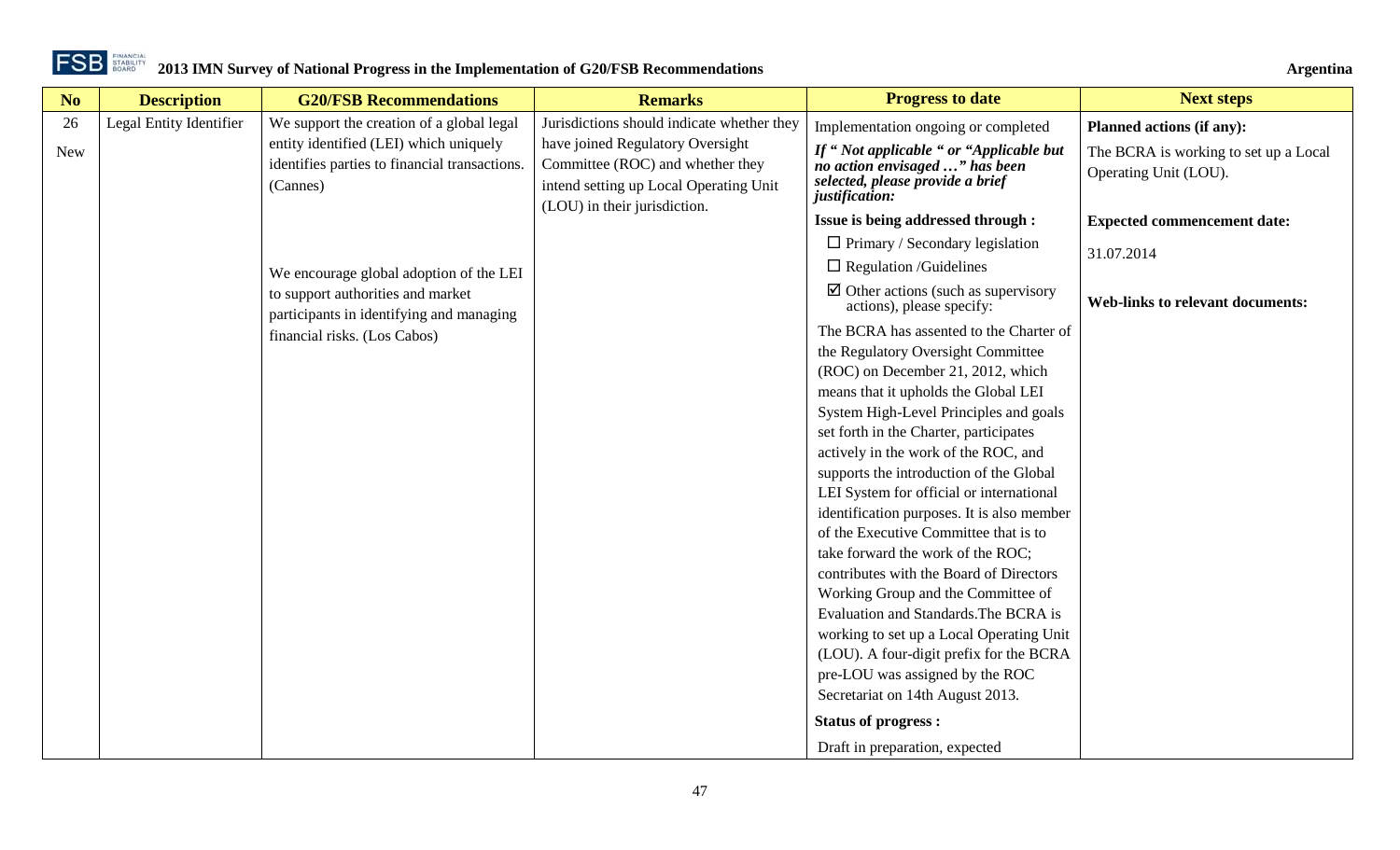| No | Description | G20/FSB Recommendations | Remarks | Progress to date | Next steps |
|---|---|---|---|---|---|
| 26<br>New | Legal Entity Identifier | We support the creation of a global legal entity identified (LEI) which uniquely identifies parties to financial transactions. (Cannes)<br><br>We encourage global adoption of the LEI to support authorities and market participants in identifying and managing financial risks. (Los Cabos) | Jurisdictions should indicate whether they have joined Regulatory Oversight Committee (ROC) and whether they intend setting up Local Operating Unit (LOU) in their jurisdiction. | Implementation ongoing or completed<br>***If " Not applicable " or "Applicable but no action envisaged …" has been selected, please provide a brief justification:***<br>**Issue is being addressed through :**<br>☐ Primary / Secondary legislation<br>☐ Regulation /Guidelines<br>☑ Other actions (such as supervisory actions), please specify:<br>The BCRA has assented to the Charter of the Regulatory Oversight Committee (ROC) on December 21, 2012, which means that it upholds the Global LEI System High-Level Principles and goals set forth in the Charter, participates actively in the work of the ROC, and supports the introduction of the Global LEI System for official or international identification purposes. It is also member of the Executive Committee that is to take forward the work of the ROC; contributes with the Board of Directors Working Group and the Committee of Evaluation and Standards.The BCRA is working to set up a Local Operating Unit (LOU). A four-digit prefix for the BCRA pre-LOU was assigned by the ROC Secretariat on 14th August 2013.<br>**Status of progress :**<br>Draft in preparation, expected | **Planned actions (if any):**<br>The BCRA is working to set up a Local Operating Unit (LOU).<br><br>**Expected commencement date:**<br>31.07.2014<br><br>**Web-links to relevant documents:** |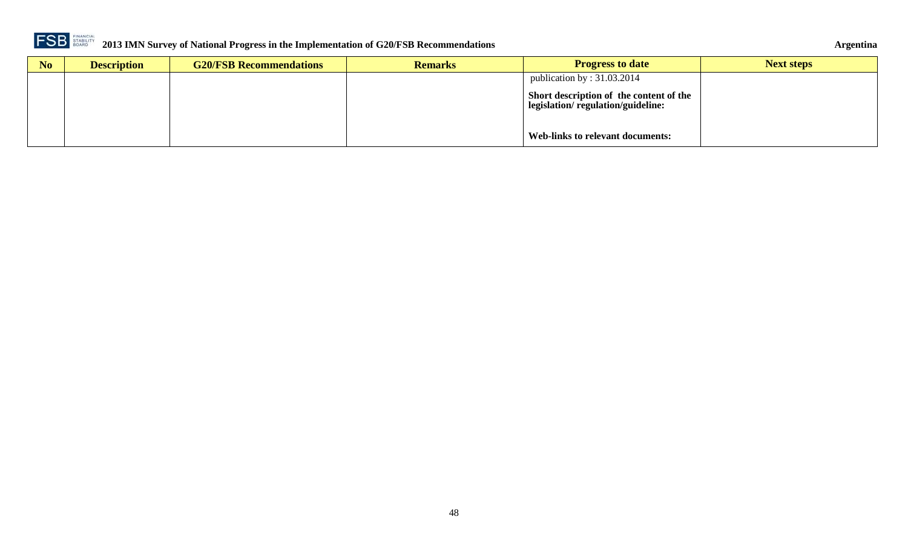| No | Description | G20/FSB Recommendations | Remarks | Progress to date | Next steps |
|---|---|---|---|---|---|
| | | | | publication by : 31.03.2014<br><br>**Short description of the content of the legislation/ regulation/guideline:**<br><br>**Web-links to relevant documents:** | |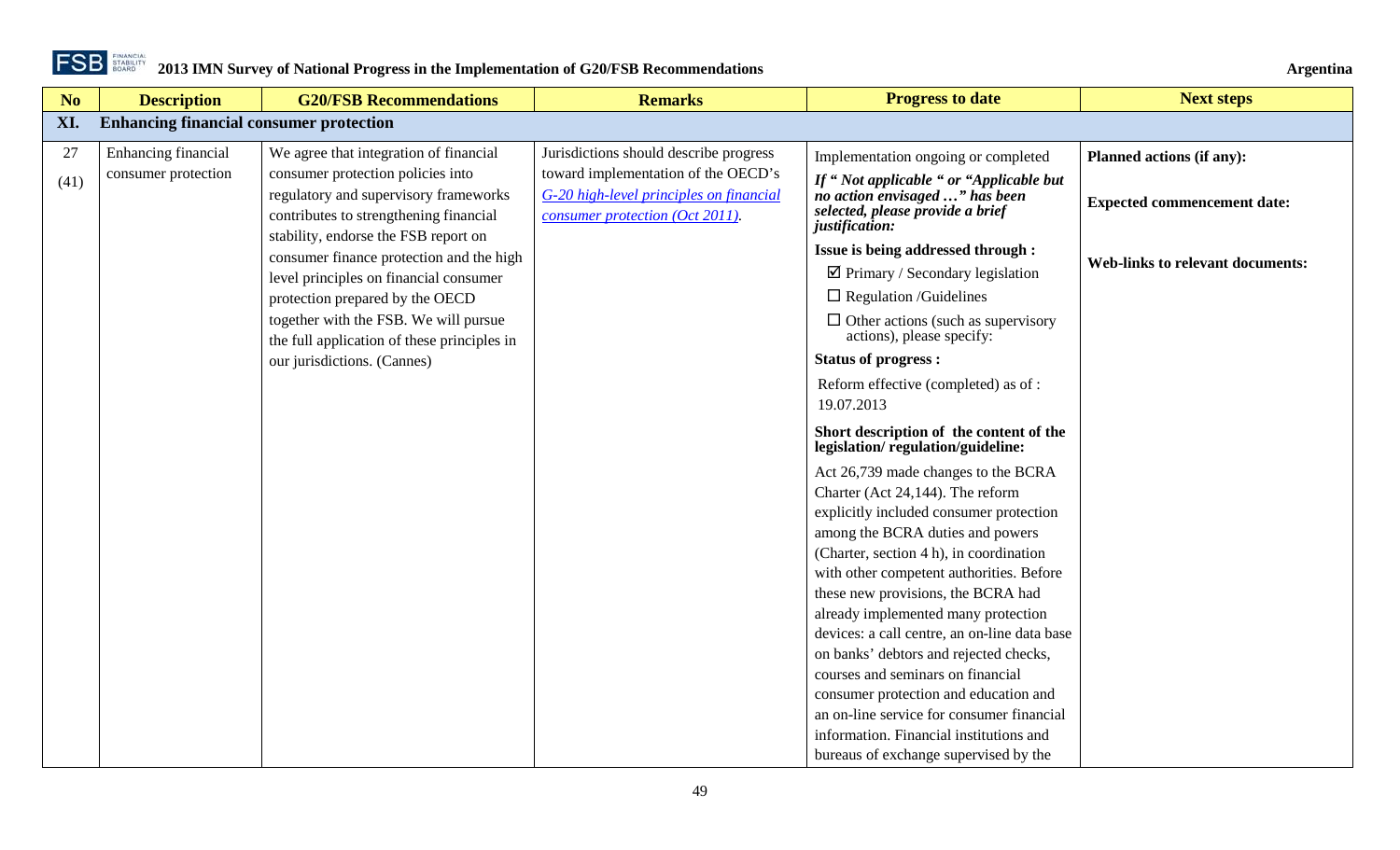| No | Description | G20/FSB Recommendations | Remarks | Progress to date | Next steps |
|---|---|---|---|---|---|
| **XI.** | **Enhancing financial consumer protection** | | | | |
| 27 (41) | Enhancing financial consumer protection | We agree that integration of financial consumer protection policies into regulatory and supervisory frameworks contributes to strengthening financial stability, endorse the FSB report on consumer finance protection and the high level principles on financial consumer protection prepared by the OECD together with the FSB. We will pursue the full application of these principles in our jurisdictions. (Cannes) | Jurisdictions should describe progress toward implementation of the OECD's *G-20 high-level principles on financial consumer protection (Oct 2011)*. | Implementation ongoing or completed<br>***If " Not applicable " or "Applicable but no action envisaged …" has been selected, please provide a brief justification:***<br>**Issue is being addressed through :**<br>☑ Primary / Secondary legislation<br>☐ Regulation /Guidelines<br>☐ Other actions (such as supervisory actions), please specify:<br>**Status of progress :**<br>Reform effective (completed) as of : 19.07.2013<br>**Short description of the content of the legislation/ regulation/guideline:**<br>Act 26,739 made changes to the BCRA Charter (Act 24,144). The reform explicitly included consumer protection among the BCRA duties and powers (Charter, section 4 h), in coordination with other competent authorities. Before these new provisions, the BCRA had already implemented many protection devices: a call centre, an on-line data base on banks' debtors and rejected checks, courses and seminars on financial consumer protection and education and an on-line service for consumer financial information. Financial institutions and bureaus of exchange supervised by the | **Planned actions (if any):**<br><br>**Expected commencement date:**<br><br>**Web-links to relevant documents:** |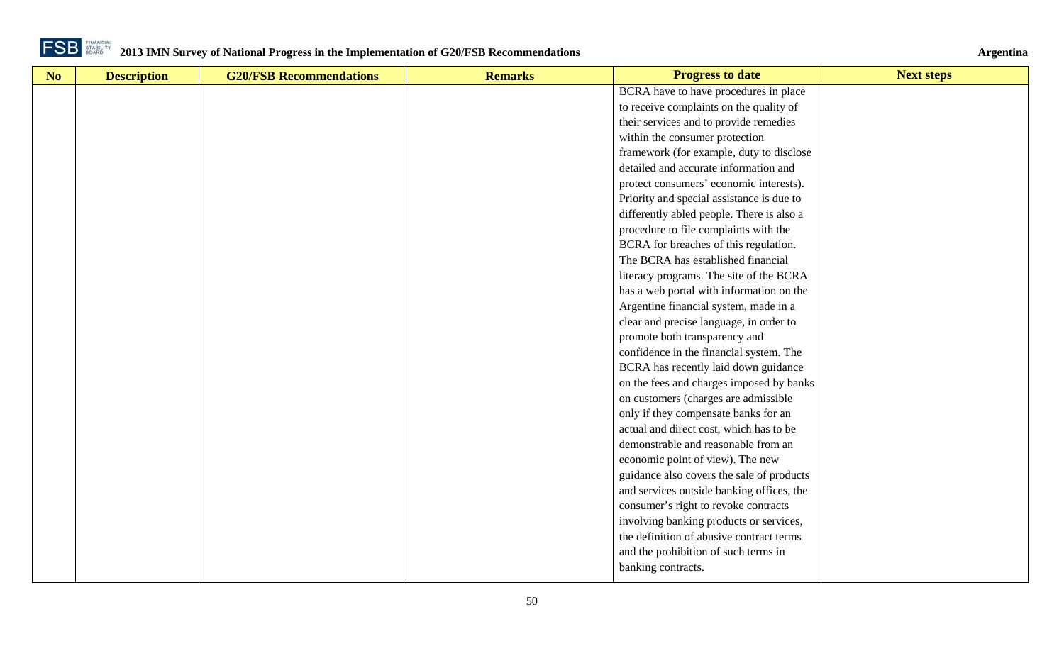| No | Description | G20/FSB Recommendations | Remarks | Progress to date | Next steps |
|---|---|---|---|---|---|
| | | | | BCRA have to have procedures in place to receive complaints on the quality of their services and to provide remedies within the consumer protection framework (for example, duty to disclose detailed and accurate information and protect consumers' economic interests). Priority and special assistance is due to differently abled people. There is also a procedure to file complaints with the BCRA for breaches of this regulation. The BCRA has established financial literacy programs. The site of the BCRA has a web portal with information on the Argentine financial system, made in a clear and precise language, in order to promote both transparency and confidence in the financial system. The BCRA has recently laid down guidance on the fees and charges imposed by banks on customers (charges are admissible only if they compensate banks for an actual and direct cost, which has to be demonstrable and reasonable from an economic point of view). The new guidance also covers the sale of products and services outside banking offices, the consumer's right to revoke contracts involving banking products or services, the definition of abusive contract terms and the prohibition of such terms in banking contracts. | |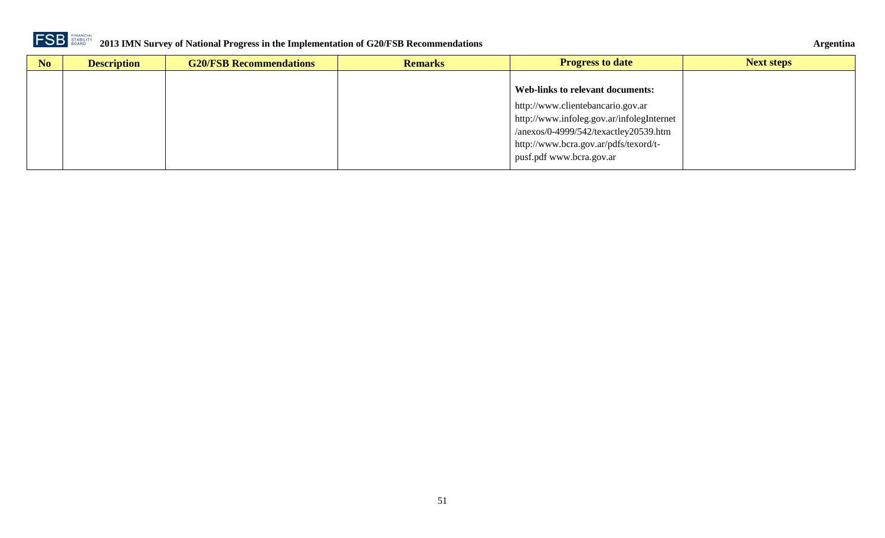| No | Description | G20/FSB Recommendations | Remarks | Progress to date | Next steps |
|---|---|---|---|---|---|
| | | | | **Web-links to relevant documents:**<br>http://www.clientebancario.gov.ar<br>http://www.infoleg.gov.ar/infolegInternet/anexos/0-4999/542/texactley20539.htm<br>http://www.bcra.gov.ar/pdfs/texord/t-pusf.pdf www.bcra.gov.ar | |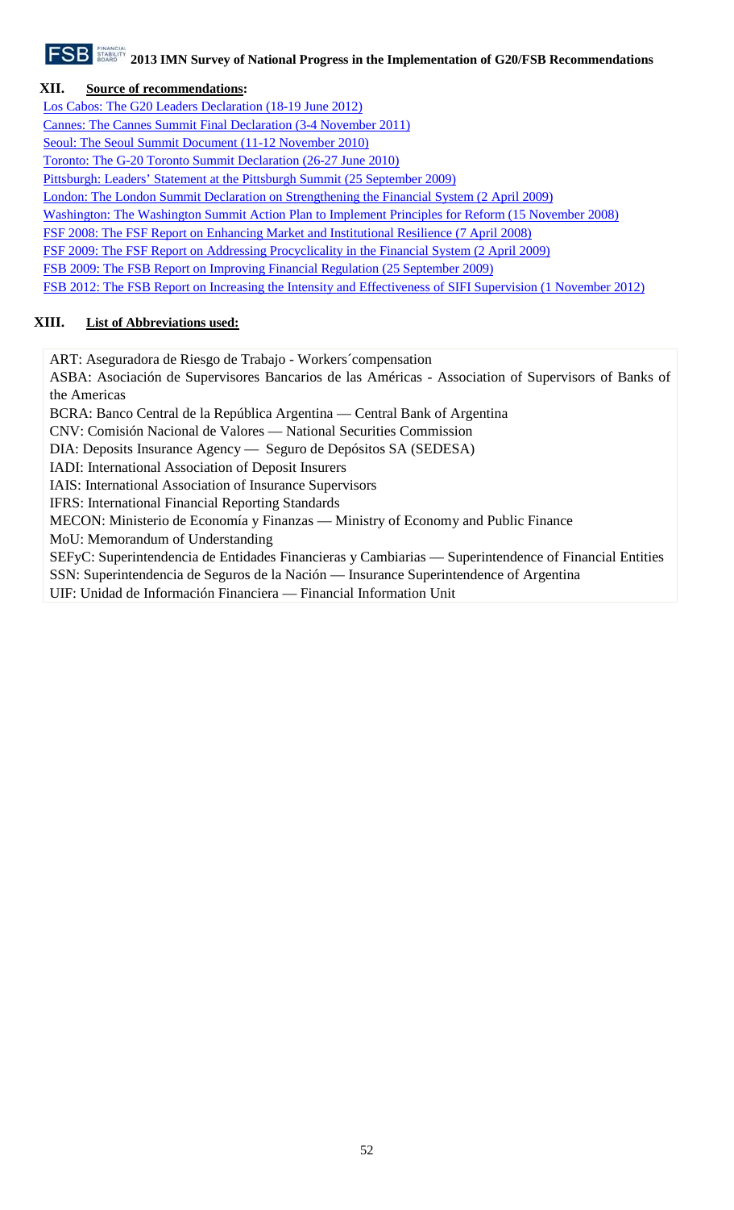## XII. Source of recommendations:

Los Cabos: The G20 Leaders Declaration (18-19 June 2012)
Cannes: The Cannes Summit Final Declaration (3-4 November 2011)
Seoul: The Seoul Summit Document (11-12 November 2010)
Toronto: The G-20 Toronto Summit Declaration (26-27 June 2010)
Pittsburgh: Leaders' Statement at the Pittsburgh Summit (25 September 2009)
London: The London Summit Declaration on Strengthening the Financial System (2 April 2009)
Washington: The Washington Summit Action Plan to Implement Principles for Reform (15 November 2008)
FSF 2008: The FSF Report on Enhancing Market and Institutional Resilience (7 April 2008)
FSF 2009: The FSF Report on Addressing Procyclicality in the Financial System (2 April 2009)
FSB 2009: The FSB Report on Improving Financial Regulation (25 September 2009)
FSB 2012: The FSB Report on Increasing the Intensity and Effectiveness of SIFI Supervision (1 November 2012)

## XIII. List of Abbreviations used:

ART: Aseguradora de Riesgo de Trabajo - Workers´compensation
ASBA: Asociación de Supervisores Bancarios de las Américas - Association of Supervisors of Banks of the Americas
BCRA: Banco Central de la República Argentina — Central Bank of Argentina
CNV: Comisión Nacional de Valores — National Securities Commission
DIA: Deposits Insurance Agency — Seguro de Depósitos SA (SEDESA)
IADI: International Association of Deposit Insurers
IAIS: International Association of Insurance Supervisors
IFRS: International Financial Reporting Standards
MECON: Ministerio de Economía y Finanzas — Ministry of Economy and Public Finance
MoU: Memorandum of Understanding
SEFyC: Superintendencia de Entidades Financieras y Cambiarias — Superintendence of Financial Entities
SSN: Superintendencia de Seguros de la Nación — Insurance Superintendence of Argentina
UIF: Unidad de Información Financiera — Financial Information Unit